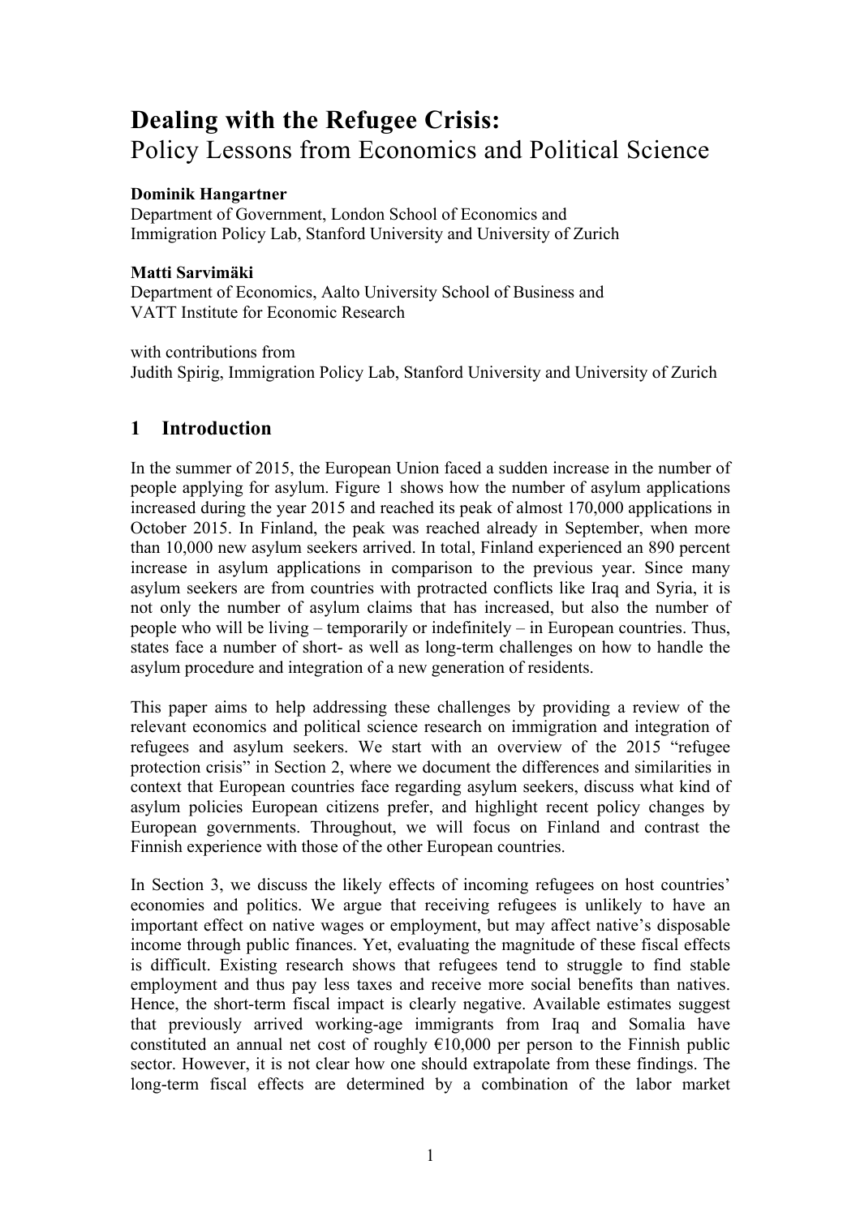# Dealing with the Refugee Crisis:
Policy Lessons from Economics and Political Science

**Dominik Hangartner**
Department of Government, London School of Economics and
Immigration Policy Lab, Stanford University and University of Zurich

**Matti Sarvimäki**
Department of Economics, Aalto University School of Business and
VATT Institute for Economic Research

with contributions from
Judith Spirig, Immigration Policy Lab, Stanford University and University of Zurich

## 1 Introduction

In the summer of 2015, the European Union faced a sudden increase in the number of people applying for asylum. Figure 1 shows how the number of asylum applications increased during the year 2015 and reached its peak of almost 170,000 applications in October 2015. In Finland, the peak was reached already in September, when more than 10,000 new asylum seekers arrived. In total, Finland experienced an 890 percent increase in asylum applications in comparison to the previous year. Since many asylum seekers are from countries with protracted conflicts like Iraq and Syria, it is not only the number of asylum claims that has increased, but also the number of people who will be living – temporarily or indefinitely – in European countries. Thus, states face a number of short- as well as long-term challenges on how to handle the asylum procedure and integration of a new generation of residents.

This paper aims to help addressing these challenges by providing a review of the relevant economics and political science research on immigration and integration of refugees and asylum seekers. We start with an overview of the 2015 "refugee protection crisis" in Section 2, where we document the differences and similarities in context that European countries face regarding asylum seekers, discuss what kind of asylum policies European citizens prefer, and highlight recent policy changes by European governments. Throughout, we will focus on Finland and contrast the Finnish experience with those of the other European countries.

In Section 3, we discuss the likely effects of incoming refugees on host countries' economies and politics. We argue that receiving refugees is unlikely to have an important effect on native wages or employment, but may affect native's disposable income through public finances. Yet, evaluating the magnitude of these fiscal effects is difficult. Existing research shows that refugees tend to struggle to find stable employment and thus pay less taxes and receive more social benefits than natives. Hence, the short-term fiscal impact is clearly negative. Available estimates suggest that previously arrived working-age immigrants from Iraq and Somalia have constituted an annual net cost of roughly €10,000 per person to the Finnish public sector. However, it is not clear how one should extrapolate from these findings. The long-term fiscal effects are determined by a combination of the labor market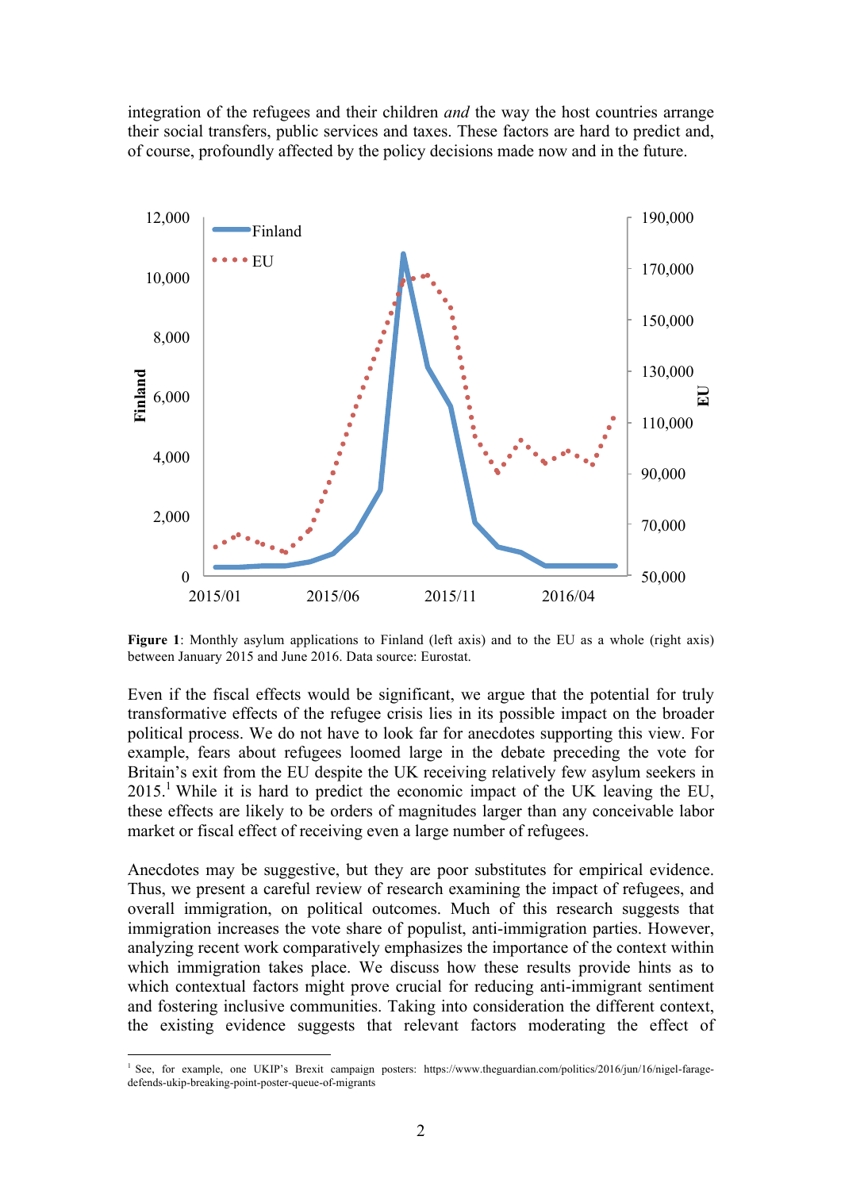integration of the refugees and their children *and* the way the host countries arrange their social transfers, public services and taxes. These factors are hard to predict and, of course, profoundly affected by the policy decisions made now and in the future.

**Figure 1**: Monthly asylum applications to Finland (left axis) and to the EU as a whole (right axis) between January 2015 and June 2016. Data source: Eurostat.

Even if the fiscal effects would be significant, we argue that the potential for truly transformative effects of the refugee crisis lies in its possible impact on the broader political process. We do not have to look far for anecdotes supporting this view. For example, fears about refugees loomed large in the debate preceding the vote for Britain's exit from the EU despite the UK receiving relatively few asylum seekers in 2015.[1] While it is hard to predict the economic impact of the UK leaving the EU, these effects are likely to be orders of magnitudes larger than any conceivable labor market or fiscal effect of receiving even a large number of refugees.

Anecdotes may be suggestive, but they are poor substitutes for empirical evidence. Thus, we present a careful review of research examining the impact of refugees, and overall immigration, on political outcomes. Much of this research suggests that immigration increases the vote share of populist, anti-immigration parties. However, analyzing recent work comparatively emphasizes the importance of the context within which immigration takes place. We discuss how these results provide hints as to which contextual factors might prove crucial for reducing anti-immigrant sentiment and fostering inclusive communities. Taking into consideration the different context, the existing evidence suggests that relevant factors moderating the effect of

[1] See, for example, one UKIP's Brexit campaign posters: https://www.theguardian.com/politics/2016/jun/16/nigel-farage-defends-ukip-breaking-point-poster-queue-of-migrants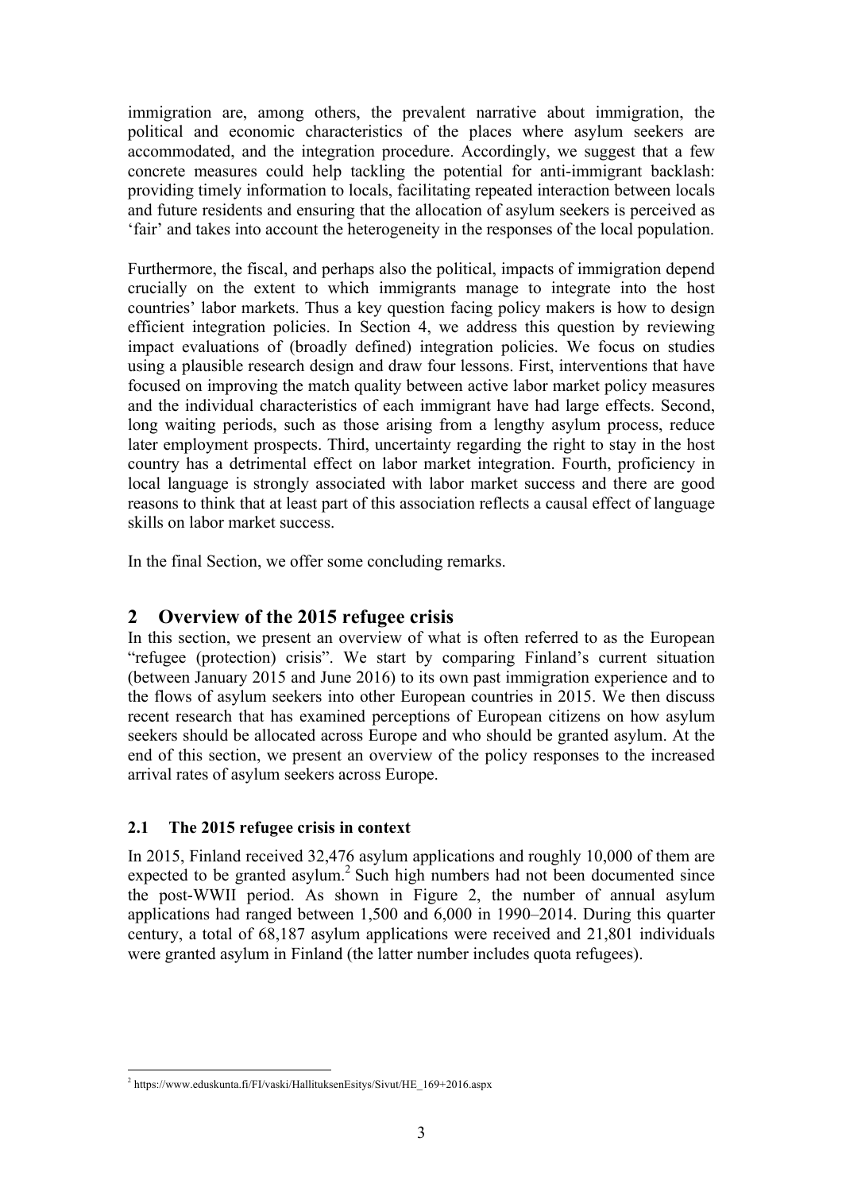immigration are, among others, the prevalent narrative about immigration, the political and economic characteristics of the places where asylum seekers are accommodated, and the integration procedure. Accordingly, we suggest that a few concrete measures could help tackling the potential for anti-immigrant backlash: providing timely information to locals, facilitating repeated interaction between locals and future residents and ensuring that the allocation of asylum seekers is perceived as 'fair' and takes into account the heterogeneity in the responses of the local population.

Furthermore, the fiscal, and perhaps also the political, impacts of immigration depend crucially on the extent to which immigrants manage to integrate into the host countries' labor markets. Thus a key question facing policy makers is how to design efficient integration policies. In Section 4, we address this question by reviewing impact evaluations of (broadly defined) integration policies. We focus on studies using a plausible research design and draw four lessons. First, interventions that have focused on improving the match quality between active labor market policy measures and the individual characteristics of each immigrant have had large effects. Second, long waiting periods, such as those arising from a lengthy asylum process, reduce later employment prospects. Third, uncertainty regarding the right to stay in the host country has a detrimental effect on labor market integration. Fourth, proficiency in local language is strongly associated with labor market success and there are good reasons to think that at least part of this association reflects a causal effect of language skills on labor market success.

In the final Section, we offer some concluding remarks.

## 2 Overview of the 2015 refugee crisis

In this section, we present an overview of what is often referred to as the European "refugee (protection) crisis". We start by comparing Finland's current situation (between January 2015 and June 2016) to its own past immigration experience and to the flows of asylum seekers into other European countries in 2015. We then discuss recent research that has examined perceptions of European citizens on how asylum seekers should be allocated across Europe and who should be granted asylum. At the end of this section, we present an overview of the policy responses to the increased arrival rates of asylum seekers across Europe.

### 2.1 The 2015 refugee crisis in context

In 2015, Finland received 32,476 asylum applications and roughly 10,000 of them are expected to be granted asylum.[2] Such high numbers had not been documented since the post-WWII period. As shown in Figure 2, the number of annual asylum applications had ranged between 1,500 and 6,000 in 1990–2014. During this quarter century, a total of 68,187 asylum applications were received and 21,801 individuals were granted asylum in Finland (the latter number includes quota refugees).

[2] https://www.eduskunta.fi/FI/vaski/HallituksenEsitys/Sivut/HE_169+2016.aspx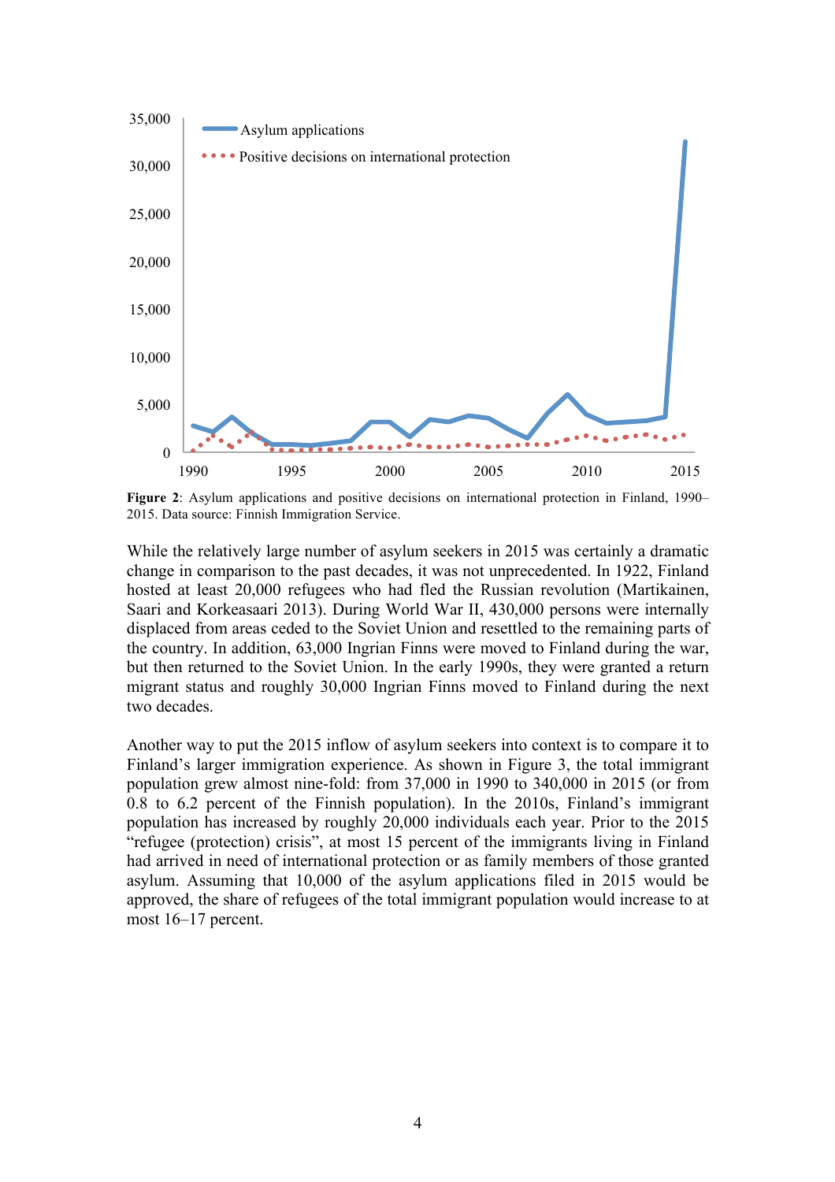**Figure 2**: Asylum applications and positive decisions on international protection in Finland, 1990–2015. Data source: Finnish Immigration Service.

While the relatively large number of asylum seekers in 2015 was certainly a dramatic change in comparison to the past decades, it was not unprecedented. In 1922, Finland hosted at least 20,000 refugees who had fled the Russian revolution (Martikainen, Saari and Korkeasaari 2013). During World War II, 430,000 persons were internally displaced from areas ceded to the Soviet Union and resettled to the remaining parts of the country. In addition, 63,000 Ingrian Finns were moved to Finland during the war, but then returned to the Soviet Union. In the early 1990s, they were granted a return migrant status and roughly 30,000 Ingrian Finns moved to Finland during the next two decades.

Another way to put the 2015 inflow of asylum seekers into context is to compare it to Finland's larger immigration experience. As shown in Figure 3, the total immigrant population grew almost nine-fold: from 37,000 in 1990 to 340,000 in 2015 (or from 0.8 to 6.2 percent of the Finnish population). In the 2010s, Finland's immigrant population has increased by roughly 20,000 individuals each year. Prior to the 2015 "refugee (protection) crisis", at most 15 percent of the immigrants living in Finland had arrived in need of international protection or as family members of those granted asylum. Assuming that 10,000 of the asylum applications filed in 2015 would be approved, the share of refugees of the total immigrant population would increase to at most 16–17 percent.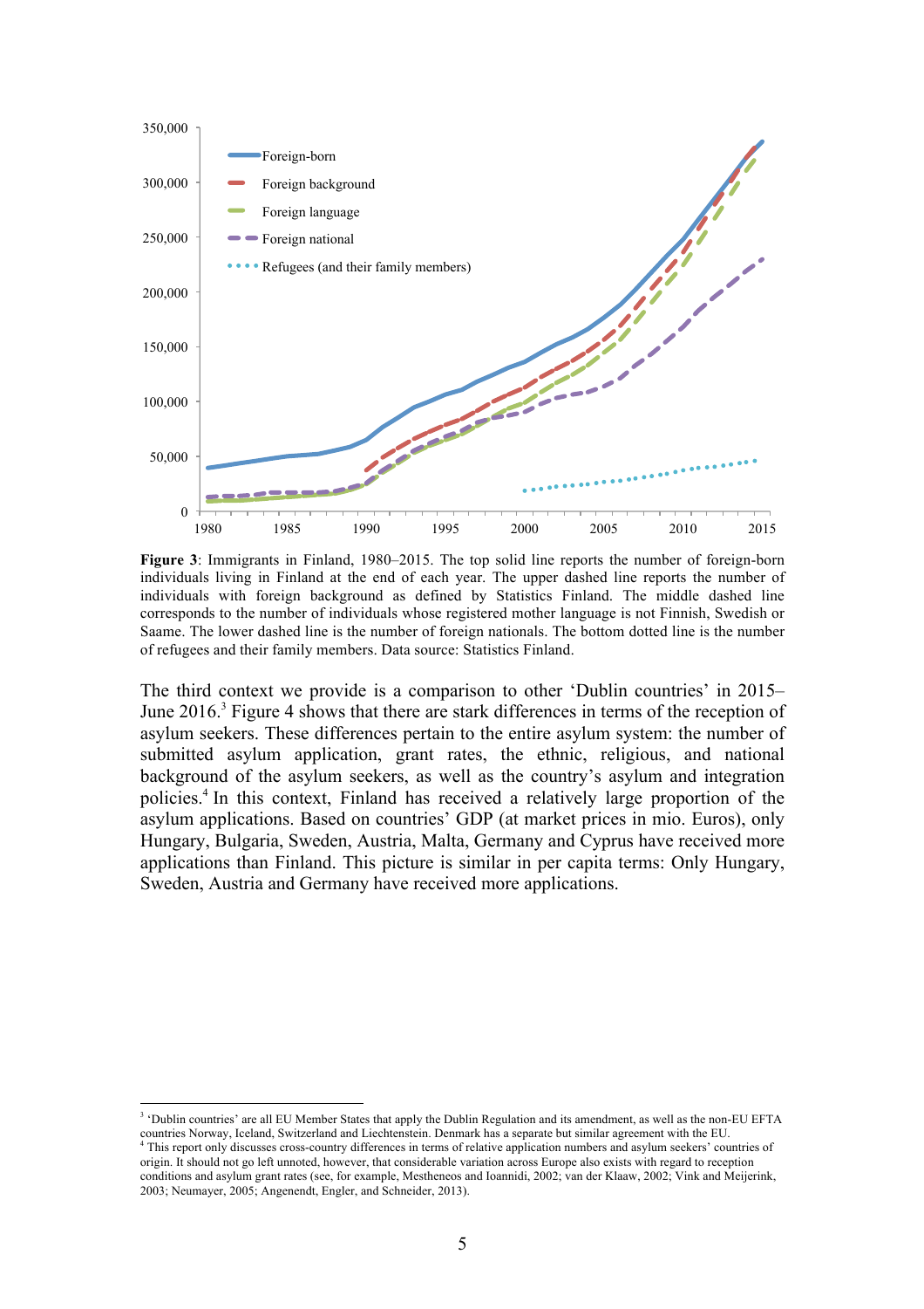**Figure 3**: Immigrants in Finland, 1980–2015. The top solid line reports the number of foreign-born individuals living in Finland at the end of each year. The upper dashed line reports the number of individuals with foreign background as defined by Statistics Finland. The middle dashed line corresponds to the number of individuals whose registered mother language is not Finnish, Swedish or Saame. The lower dashed line is the number of foreign nationals. The bottom dotted line is the number of refugees and their family members. Data source: Statistics Finland.

The third context we provide is a comparison to other 'Dublin countries' in 2015–June 2016.[3] Figure 4 shows that there are stark differences in terms of the reception of asylum seekers. These differences pertain to the entire asylum system: the number of submitted asylum application, grant rates, the ethnic, religious, and national background of the asylum seekers, as well as the country's asylum and integration policies.[4] In this context, Finland has received a relatively large proportion of the asylum applications. Based on countries' GDP (at market prices in mio. Euros), only Hungary, Bulgaria, Sweden, Austria, Malta, Germany and Cyprus have received more applications than Finland. This picture is similar in per capita terms: Only Hungary, Sweden, Austria and Germany have received more applications.

[3] 'Dublin countries' are all EU Member States that apply the Dublin Regulation and its amendment, as well as the non-EU EFTA countries Norway, Iceland, Switzerland and Liechtenstein. Denmark has a separate but similar agreement with the EU.

[4] This report only discusses cross-country differences in terms of relative application numbers and asylum seekers' countries of origin. It should not go left unnoted, however, that considerable variation across Europe also exists with regard to reception conditions and asylum grant rates (see, for example, Mestheneos and Ioannidi, 2002; van der Klaaw, 2002; Vink and Meijerink, 2003; Neumayer, 2005; Angenendt, Engler, and Schneider, 2013).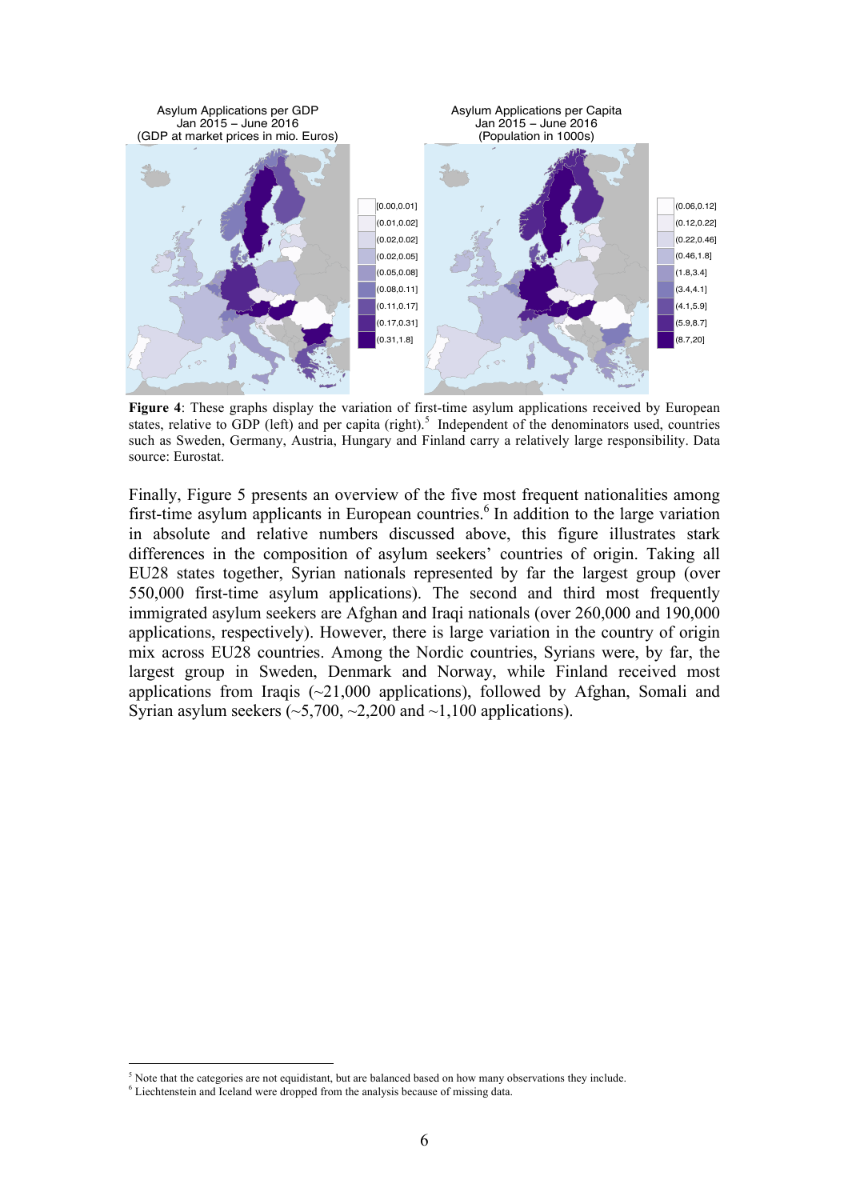**Figure 4**: These graphs display the variation of first-time asylum applications received by European states, relative to GDP (left) and per capita (right).[5] Independent of the denominators used, countries such as Sweden, Germany, Austria, Hungary and Finland carry a relatively large responsibility. Data source: Eurostat.

Finally, Figure 5 presents an overview of the five most frequent nationalities among first-time asylum applicants in European countries.[6] In addition to the large variation in absolute and relative numbers discussed above, this figure illustrates stark differences in the composition of asylum seekers' countries of origin. Taking all EU28 states together, Syrian nationals represented by far the largest group (over 550,000 first-time asylum applications). The second and third most frequently immigrated asylum seekers are Afghan and Iraqi nationals (over 260,000 and 190,000 applications, respectively). However, there is large variation in the country of origin mix across EU28 countries. Among the Nordic countries, Syrians were, by far, the largest group in Sweden, Denmark and Norway, while Finland received most applications from Iraqis (~21,000 applications), followed by Afghan, Somali and Syrian asylum seekers (~5,700, ~2,200 and ~1,100 applications).

[5] Note that the categories are not equidistant, but are balanced based on how many observations they include.

[6] Liechtenstein and Iceland were dropped from the analysis because of missing data.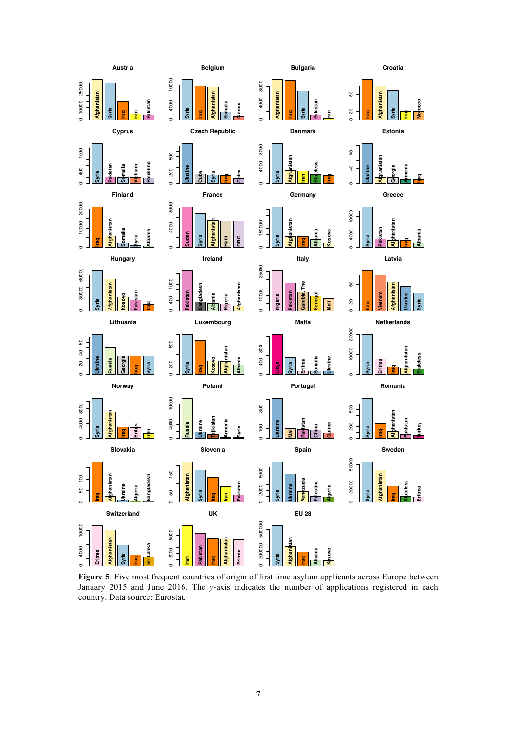**Figure 5**: Five most frequent countries of origin of first time asylum applicants across Europe between January 2015 and June 2016. The *y*-axis indicates the number of applications registered in each country. Data source: Eurostat.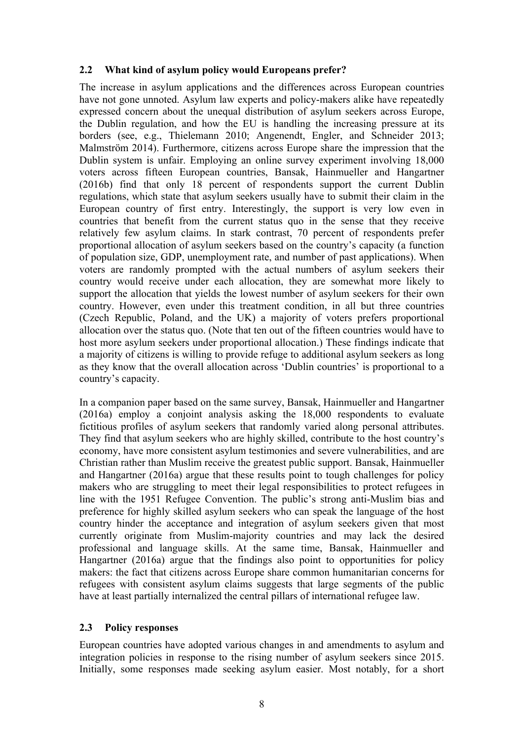### 2.2 What kind of asylum policy would Europeans prefer?

The increase in asylum applications and the differences across European countries have not gone unnoted. Asylum law experts and policy-makers alike have repeatedly expressed concern about the unequal distribution of asylum seekers across Europe, the Dublin regulation, and how the EU is handling the increasing pressure at its borders (see, e.g., Thielemann 2010; Angenendt, Engler, and Schneider 2013; Malmström 2014). Furthermore, citizens across Europe share the impression that the Dublin system is unfair. Employing an online survey experiment involving 18,000 voters across fifteen European countries, Bansak, Hainmueller and Hangartner (2016b) find that only 18 percent of respondents support the current Dublin regulations, which state that asylum seekers usually have to submit their claim in the European country of first entry. Interestingly, the support is very low even in countries that benefit from the current status quo in the sense that they receive relatively few asylum claims. In stark contrast, 70 percent of respondents prefer proportional allocation of asylum seekers based on the country's capacity (a function of population size, GDP, unemployment rate, and number of past applications). When voters are randomly prompted with the actual numbers of asylum seekers their country would receive under each allocation, they are somewhat more likely to support the allocation that yields the lowest number of asylum seekers for their own country. However, even under this treatment condition, in all but three countries (Czech Republic, Poland, and the UK) a majority of voters prefers proportional allocation over the status quo. (Note that ten out of the fifteen countries would have to host more asylum seekers under proportional allocation.) These findings indicate that a majority of citizens is willing to provide refuge to additional asylum seekers as long as they know that the overall allocation across 'Dublin countries' is proportional to a country's capacity.

In a companion paper based on the same survey, Bansak, Hainmueller and Hangartner (2016a) employ a conjoint analysis asking the 18,000 respondents to evaluate fictitious profiles of asylum seekers that randomly varied along personal attributes. They find that asylum seekers who are highly skilled, contribute to the host country's economy, have more consistent asylum testimonies and severe vulnerabilities, and are Christian rather than Muslim receive the greatest public support. Bansak, Hainmueller and Hangartner (2016a) argue that these results point to tough challenges for policy makers who are struggling to meet their legal responsibilities to protect refugees in line with the 1951 Refugee Convention. The public's strong anti-Muslim bias and preference for highly skilled asylum seekers who can speak the language of the host country hinder the acceptance and integration of asylum seekers given that most currently originate from Muslim-majority countries and may lack the desired professional and language skills. At the same time, Bansak, Hainmueller and Hangartner (2016a) argue that the findings also point to opportunities for policy makers: the fact that citizens across Europe share common humanitarian concerns for refugees with consistent asylum claims suggests that large segments of the public have at least partially internalized the central pillars of international refugee law.

### 2.3 Policy responses

European countries have adopted various changes in and amendments to asylum and integration policies in response to the rising number of asylum seekers since 2015. Initially, some responses made seeking asylum easier. Most notably, for a short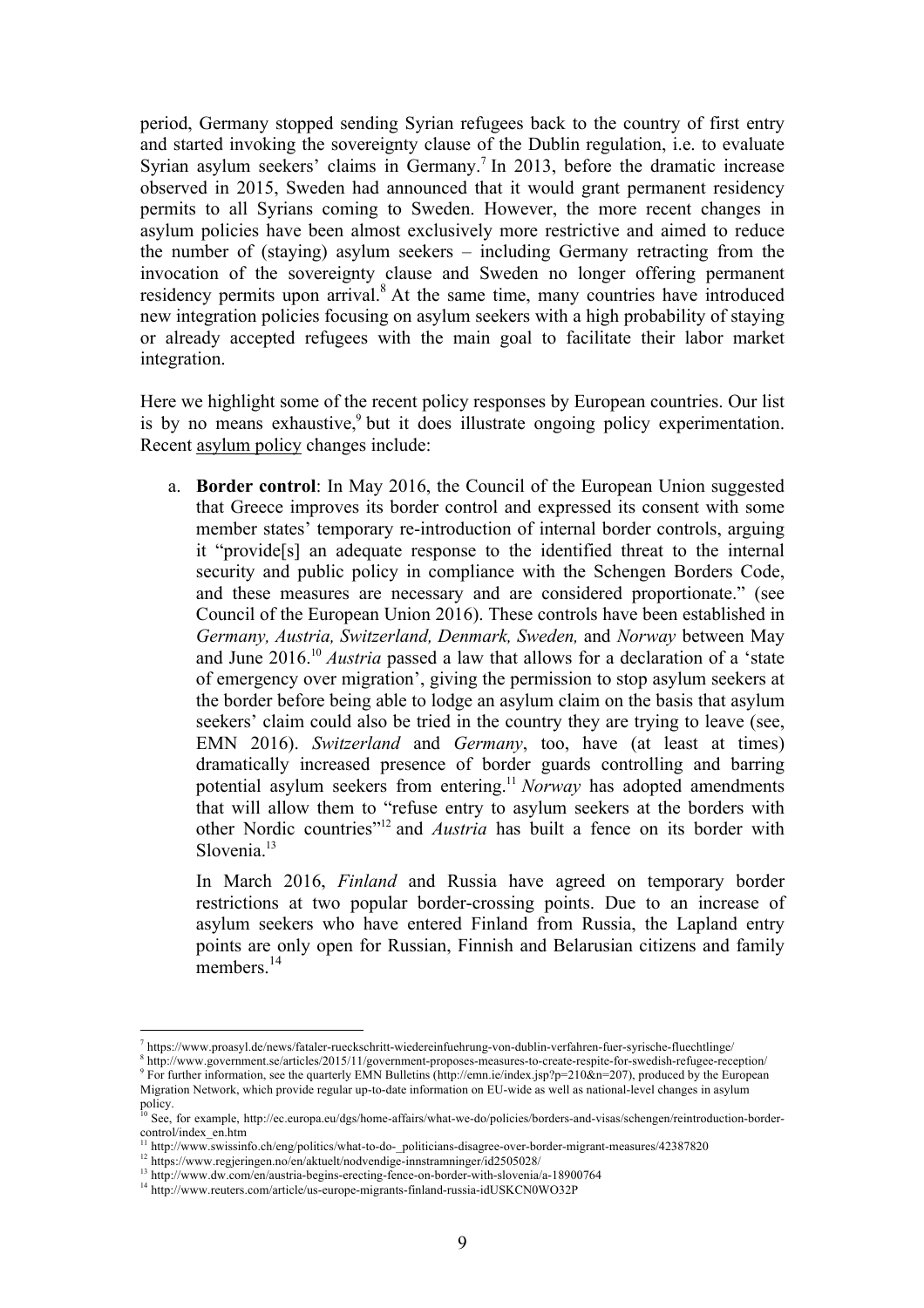period, Germany stopped sending Syrian refugees back to the country of first entry and started invoking the sovereignty clause of the Dublin regulation, i.e. to evaluate Syrian asylum seekers' claims in Germany.[7] In 2013, before the dramatic increase observed in 2015, Sweden had announced that it would grant permanent residency permits to all Syrians coming to Sweden. However, the more recent changes in asylum policies have been almost exclusively more restrictive and aimed to reduce the number of (staying) asylum seekers – including Germany retracting from the invocation of the sovereignty clause and Sweden no longer offering permanent residency permits upon arrival.[8] At the same time, many countries have introduced new integration policies focusing on asylum seekers with a high probability of staying or already accepted refugees with the main goal to facilitate their labor market integration.

Here we highlight some of the recent policy responses by European countries. Our list is by no means exhaustive,[9] but it does illustrate ongoing policy experimentation. Recent asylum policy changes include:

a. **Border control**: In May 2016, the Council of the European Union suggested that Greece improves its border control and expressed its consent with some member states' temporary re-introduction of internal border controls, arguing it "provide[s] an adequate response to the identified threat to the internal security and public policy in compliance with the Schengen Borders Code, and these measures are necessary and are considered proportionate." (see Council of the European Union 2016). These controls have been established in *Germany, Austria, Switzerland, Denmark, Sweden,* and *Norway* between May and June 2016.[10] *Austria* passed a law that allows for a declaration of a 'state of emergency over migration', giving the permission to stop asylum seekers at the border before being able to lodge an asylum claim on the basis that asylum seekers' claim could also be tried in the country they are trying to leave (see, EMN 2016). *Switzerland* and *Germany*, too, have (at least at times) dramatically increased presence of border guards controlling and barring potential asylum seekers from entering.[11] *Norway* has adopted amendments that will allow them to "refuse entry to asylum seekers at the borders with other Nordic countries"[12] and *Austria* has built a fence on its border with Slovenia.[13]

   In March 2016, *Finland* and Russia have agreed on temporary border restrictions at two popular border-crossing points. Due to an increase of asylum seekers who have entered Finland from Russia, the Lapland entry points are only open for Russian, Finnish and Belarusian citizens and family members.[14]

---

[7] https://www.proasyl.de/news/fataler-rueckschritt-wiedereinfuehrung-von-dublin-verfahren-fuer-syrische-fluechtlinge/

[8] http://www.government.se/articles/2015/11/government-proposes-measures-to-create-respite-for-swedish-refugee-reception/

[9] For further information, see the quarterly EMN Bulletins (http://emn.ie/index.jsp?p=210&n=207), produced by the European Migration Network, which provide regular up-to-date information on EU-wide as well as national-level changes in asylum policy.

[10] See, for example, http://ec.europa.eu/dgs/home-affairs/what-we-do/policies/borders-and-visas/schengen/reintroduction-border-control/index_en.htm

[11] http://www.swissinfo.ch/eng/politics/what-to-do-_politicians-disagree-over-border-migrant-measures/42387820

[12] https://www.regjeringen.no/en/aktuelt/nodvendige-innstramninger/id2505028/

[13] http://www.dw.com/en/austria-begins-erecting-fence-on-border-with-slovenia/a-18900764

[14] http://www.reuters.com/article/us-europe-migrants-finland-russia-idUSKCN0WO32P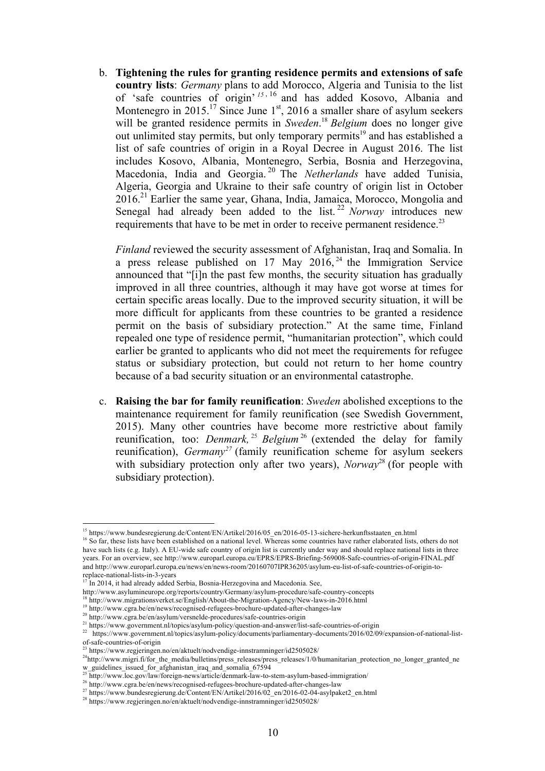b. **Tightening the rules for granting residence permits and extensions of safe country lists**: *Germany* plans to add Morocco, Algeria and Tunisia to the list of 'safe countries of origin'[15, 16] and has added Kosovo, Albania and Montenegro in 2015.[17] Since June 1st, 2016 a smaller share of asylum seekers will be granted residence permits in *Sweden*.[18] *Belgium* does no longer give out unlimited stay permits, but only temporary permits[19] and has established a list of safe countries of origin in a Royal Decree in August 2016. The list includes Kosovo, Albania, Montenegro, Serbia, Bosnia and Herzegovina, Macedonia, India and Georgia.[20] The *Netherlands* have added Tunisia, Algeria, Georgia and Ukraine to their safe country of origin list in October 2016.[21] Earlier the same year, Ghana, India, Jamaica, Morocco, Mongolia and Senegal had already been added to the list.[22] *Norway* introduces new requirements that have to be met in order to receive permanent residence.[23]

   *Finland* reviewed the security assessment of Afghanistan, Iraq and Somalia. In a press release published on 17 May 2016,[24] the Immigration Service announced that "[i]n the past few months, the security situation has gradually improved in all three countries, although it may have got worse at times for certain specific areas locally. Due to the improved security situation, it will be more difficult for applicants from these countries to be granted a residence permit on the basis of subsidiary protection." At the same time, Finland repealed one type of residence permit, "humanitarian protection", which could earlier be granted to applicants who did not meet the requirements for refugee status or subsidiary protection, but could not return to her home country because of a bad security situation or an environmental catastrophe.

c. **Raising the bar for family reunification**: *Sweden* abolished exceptions to the maintenance requirement for family reunification (see Swedish Government, 2015). Many other countries have become more restrictive about family reunification, too: *Denmark,*[25] *Belgium*[26] (extended the delay for family reunification), *Germany*[27] (family reunification scheme for asylum seekers with subsidiary protection only after two years), *Norway*[28] (for people with subsidiary protection).

---

[15] https://www.bundesregierung.de/Content/EN/Artikel/2016/05_en/2016-05-13-sichere-herkunftsstaaten_en.html

[16] So far, these lists have been established on a national level. Whereas some countries have rather elaborated lists, others do not have such lists (e.g. Italy). A EU-wide safe country of origin list is currently under way and should replace national lists in three years. For an overview, see http://www.europarl.europa.eu/EPRS/EPRS-Briefing-569008-Safe-countries-of-origin-FINAL.pdf and http://www.europarl.europa.eu/news/en/news-room/20160707IPR36205/asylum-eu-list-of-safe-countries-of-origin-to-replace-national-lists-in-3-years

[17] In 2014, it had already added Serbia, Bosnia-Herzegovina and Macedonia. See, http://www.asylumineurope.org/reports/country/Germany/asylum-procedure/safe-country-concepts

[18] http://www.migrationsverket.se/English/About-the-Migration-Agency/New-laws-in-2016.html

[19] http://www.cgra.be/en/news/recognised-refugees-brochure-updated-after-changes-law

[20] http://www.cgra.be/en/asylum/versnelde-procedures/safe-countries-origin

[21] https://www.government.nl/topics/asylum-policy/question-and-answer/list-safe-countries-of-origin

[22] https://www.government.nl/topics/asylum-policy/documents/parliamentary-documents/2016/02/09/expansion-of-national-list-of-safe-countries-of-origin

[23] https://www.regjeringen.no/en/aktuelt/nodvendige-innstramninger/id2505028/

[24] http://www.migri.fi/for_the_media/bulletins/press_releases/press_releases/1/0/humanitarian_protection_no_longer_granted_new_guidelines_issued_for_afghanistan_iraq_and_somalia_67594

[25] http://www.loc.gov/law/foreign-news/article/denmark-law-to-stem-asylum-based-immigration/

[26] http://www.cgra.be/en/news/recognised-refugees-brochure-updated-after-changes-law

[27] https://www.bundesregierung.de/Content/EN/Artikel/2016/02_en/2016-02-04-asylpaket2_en.html

[28] https://www.regjeringen.no/en/aktuelt/nodvendige-innstramninger/id2505028/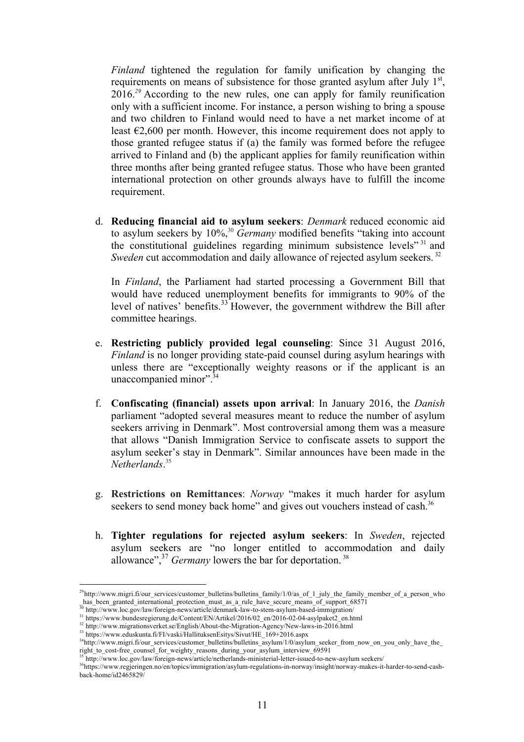*Finland* tightened the regulation for family unification by changing the requirements on means of subsistence for those granted asylum after July 1st, 2016.[29] According to the new rules, one can apply for family reunification only with a sufficient income. For instance, a person wishing to bring a spouse and two children to Finland would need to have a net market income of at least €2,600 per month. However, this income requirement does not apply to those granted refugee status if (a) the family was formed before the refugee arrived to Finland and (b) the applicant applies for family reunification within three months after being granted refugee status. Those who have been granted international protection on other grounds always have to fulfill the income requirement.

d. **Reducing financial aid to asylum seekers**: *Denmark* reduced economic aid to asylum seekers by 10%,[30] *Germany* modified benefits "taking into account the constitutional guidelines regarding minimum subsistence levels"[31] and *Sweden* cut accommodation and daily allowance of rejected asylum seekers.[32]

   In *Finland*, the Parliament had started processing a Government Bill that would have reduced unemployment benefits for immigrants to 90% of the level of natives' benefits.[33] However, the government withdrew the Bill after committee hearings.

e. **Restricting publicly provided legal counseling**: Since 31 August 2016, *Finland* is no longer providing state-paid counsel during asylum hearings with unless there are "exceptionally weighty reasons or if the applicant is an unaccompanied minor".[34]

f. **Confiscating (financial) assets upon arrival**: In January 2016, the *Danish* parliament "adopted several measures meant to reduce the number of asylum seekers arriving in Denmark". Most controversial among them was a measure that allows "Danish Immigration Service to confiscate assets to support the asylum seeker's stay in Denmark". Similar announces have been made in the *Netherlands*.[35]

g. **Restrictions on Remittances**: *Norway* "makes it much harder for asylum seekers to send money back home" and gives out vouchers instead of cash.[36]

h. **Tighter regulations for rejected asylum seekers**: In *Sweden*, rejected asylum seekers are "no longer entitled to accommodation and daily allowance",[37] *Germany* lowers the bar for deportation.[38]

---

[29] http://www.migri.fi/our_services/customer_bulletins/bulletins_family/1/0/as_of_1_july_the_family_member_of_a_person_who_has_been_granted_international_protection_must_as_a_rule_have_secure_means_of_support_68571

[30] http://www.loc.gov/law/foreign-news/article/denmark-law-to-stem-asylum-based-immigration/

[31] https://www.bundesregierung.de/Content/EN/Artikel/2016/02_en/2016-02-04-asylpaket2_en.html

[32] http://www.migrationsverket.se/English/About-the-Migration-Agency/New-laws-in-2016.html

[33] https://www.eduskunta.fi/FI/vaski/HallituksenEsitys/Sivut/HE_169+2016.aspx

[34] http://www.migri.fi/our_services/customer_bulletins/bulletins_asylum/1/0/asylum_seeker_from_now_on_you_only_have_the_right_to_cost-free_counsel_for_weighty_reasons_during_your_asylum_interview_69591

[35] http://www.loc.gov/law/foreign-news/article/netherlands-ministerial-letter-issued-to-new-asylum seekers/

[36] https://www.regjeringen.no/en/topics/immigration/asylum-regulations-in-norway/insight/norway-makes-it-harder-to-send-cash-back-home/id2465829/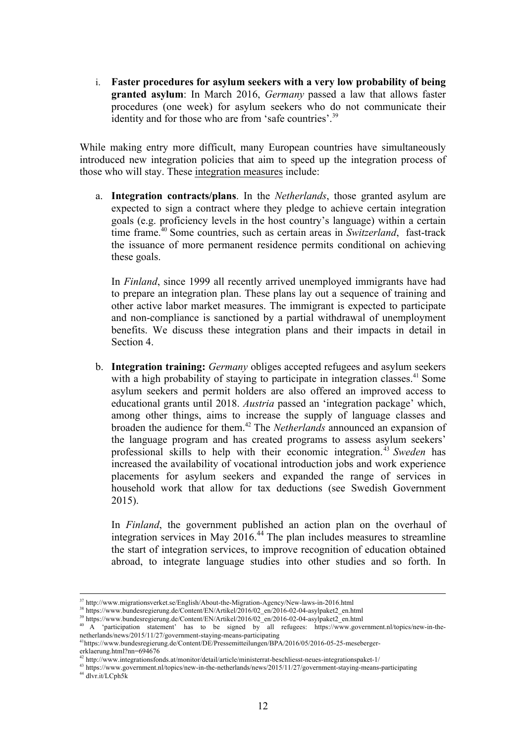i. **Faster procedures for asylum seekers with a very low probability of being granted asylum**: In March 2016, *Germany* passed a law that allows faster procedures (one week) for asylum seekers who do not communicate their identity and for those who are from 'safe countries'.[39]

While making entry more difficult, many European countries have simultaneously introduced new integration policies that aim to speed up the integration process of those who will stay. These <u>integration measures</u> include:

a. **Integration contracts/plans**. In the *Netherlands*, those granted asylum are expected to sign a contract where they pledge to achieve certain integration goals (e.g. proficiency levels in the host country's language) within a certain time frame.[40] Some countries, such as certain areas in *Switzerland*, fast-track the issuance of more permanent residence permits conditional on achieving these goals.

   In *Finland*, since 1999 all recently arrived unemployed immigrants have had to prepare an integration plan. These plans lay out a sequence of training and other active labor market measures. The immigrant is expected to participate and non-compliance is sanctioned by a partial withdrawal of unemployment benefits. We discuss these integration plans and their impacts in detail in Section 4.

b. **Integration training:** *Germany* obliges accepted refugees and asylum seekers with a high probability of staying to participate in integration classes.[41] Some asylum seekers and permit holders are also offered an improved access to educational grants until 2018. *Austria* passed an 'integration package' which, among other things, aims to increase the supply of language classes and broaden the audience for them.[42] The *Netherlands* announced an expansion of the language program and has created programs to assess asylum seekers' professional skills to help with their economic integration.[43] *Sweden* has increased the availability of vocational introduction jobs and work experience placements for asylum seekers and expanded the range of services in household work that allow for tax deductions (see Swedish Government 2015).

   In *Finland*, the government published an action plan on the overhaul of integration services in May 2016.[44] The plan includes measures to streamline the start of integration services, to improve recognition of education obtained abroad, to integrate language studies into other studies and so forth. In

---

[37] http://www.migrationsverket.se/English/About-the-Migration-Agency/New-laws-in-2016.html

[38] https://www.bundesregierung.de/Content/EN/Artikel/2016/02_en/2016-02-04-asylpaket2_en.html

[39] https://www.bundesregierung.de/Content/EN/Artikel/2016/02_en/2016-02-04-asylpaket2_en.html

[40] A 'participation statement' has to be signed by all refugees: https://www.government.nl/topics/new-in-the-netherlands/news/2015/11/27/government-staying-means-participating

[41] https://www.bundesregierung.de/Content/DE/Pressemitteilungen/BPA/2016/05/2016-05-25-meseberger-erklaerung.html?nn=694676

[42] http://www.integrationsfonds.at/monitor/detail/article/ministerrat-beschliesst-neues-integrationspaket-1/

[43] https://www.government.nl/topics/new-in-the-netherlands/news/2015/11/27/government-staying-means-participating

[44] dlvr.it/LCph5k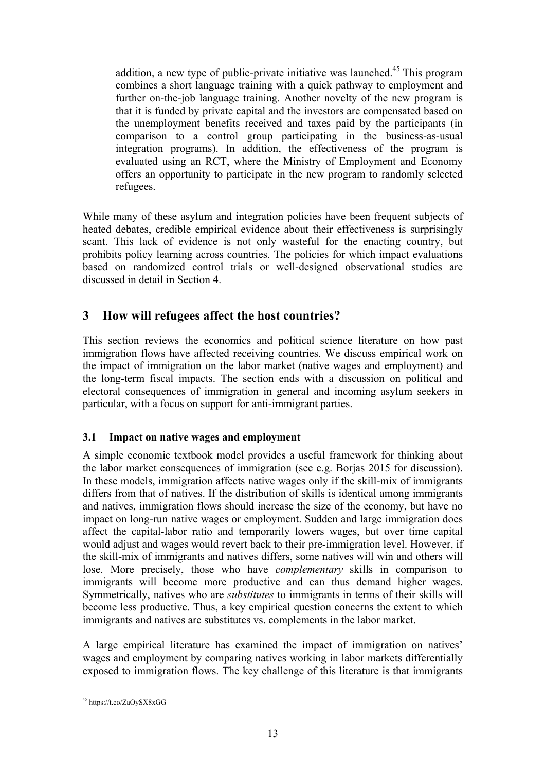addition, a new type of public-private initiative was launched.[45] This program combines a short language training with a quick pathway to employment and further on-the-job language training. Another novelty of the new program is that it is funded by private capital and the investors are compensated based on the unemployment benefits received and taxes paid by the participants (in comparison to a control group participating in the business-as-usual integration programs). In addition, the effectiveness of the program is evaluated using an RCT, where the Ministry of Employment and Economy offers an opportunity to participate in the new program to randomly selected refugees.

While many of these asylum and integration policies have been frequent subjects of heated debates, credible empirical evidence about their effectiveness is surprisingly scant. This lack of evidence is not only wasteful for the enacting country, but prohibits policy learning across countries. The policies for which impact evaluations based on randomized control trials or well-designed observational studies are discussed in detail in Section 4.

## 3 How will refugees affect the host countries?

This section reviews the economics and political science literature on how past immigration flows have affected receiving countries. We discuss empirical work on the impact of immigration on the labor market (native wages and employment) and the long-term fiscal impacts. The section ends with a discussion on political and electoral consequences of immigration in general and incoming asylum seekers in particular, with a focus on support for anti-immigrant parties.

### 3.1 Impact on native wages and employment

A simple economic textbook model provides a useful framework for thinking about the labor market consequences of immigration (see e.g. Borjas 2015 for discussion). In these models, immigration affects native wages only if the skill-mix of immigrants differs from that of natives. If the distribution of skills is identical among immigrants and natives, immigration flows should increase the size of the economy, but have no impact on long-run native wages or employment. Sudden and large immigration does affect the capital-labor ratio and temporarily lowers wages, but over time capital would adjust and wages would revert back to their pre-immigration level. However, if the skill-mix of immigrants and natives differs, some natives will win and others will lose. More precisely, those who have *complementary* skills in comparison to immigrants will become more productive and can thus demand higher wages. Symmetrically, natives who are *substitutes* to immigrants in terms of their skills will become less productive. Thus, a key empirical question concerns the extent to which immigrants and natives are substitutes vs. complements in the labor market.

A large empirical literature has examined the impact of immigration on natives' wages and employment by comparing natives working in labor markets differentially exposed to immigration flows. The key challenge of this literature is that immigrants

[45] https://t.co/ZaOySX8xGG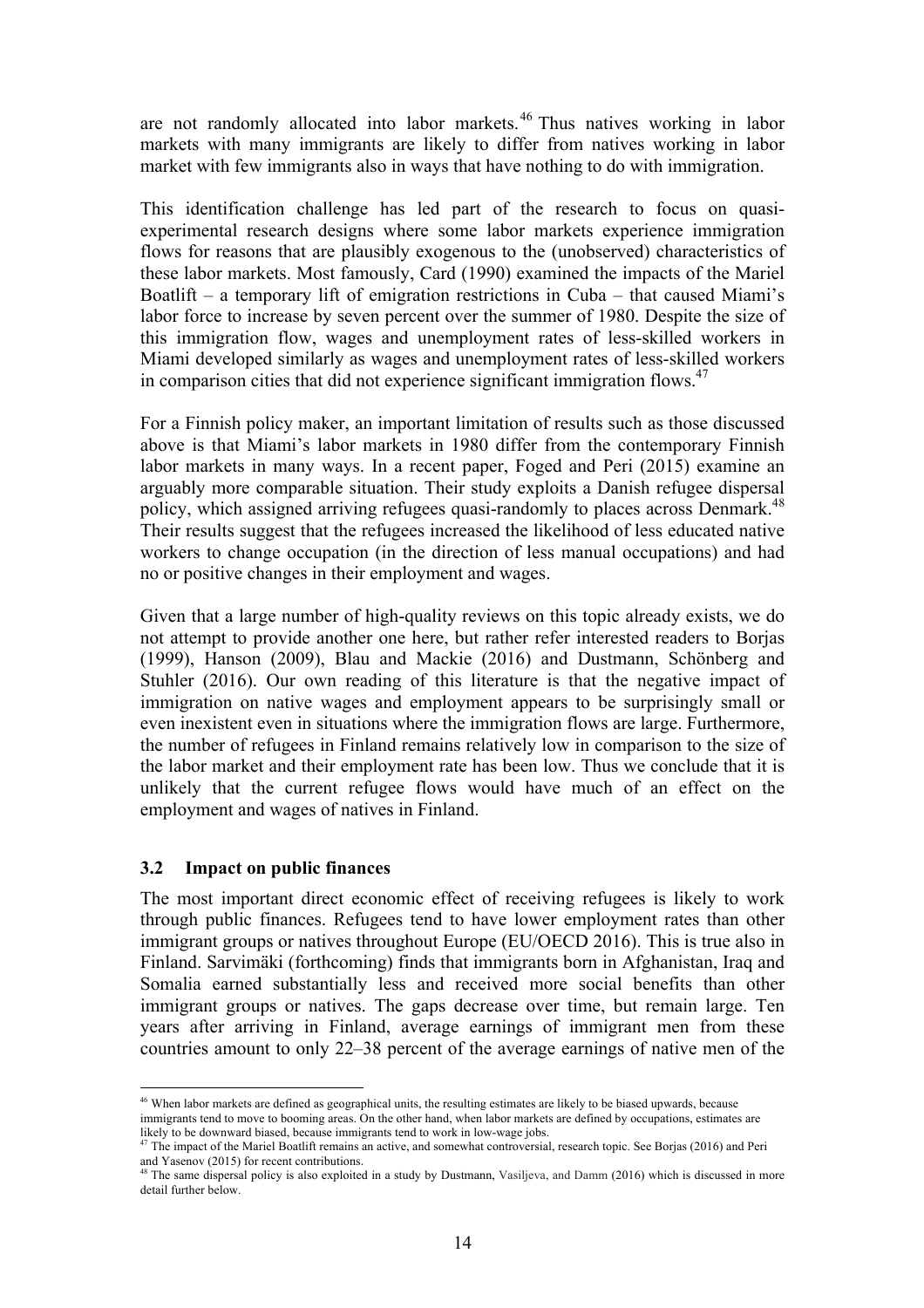are not randomly allocated into labor markets.[46] Thus natives working in labor markets with many immigrants are likely to differ from natives working in labor market with few immigrants also in ways that have nothing to do with immigration.

This identification challenge has led part of the research to focus on quasi-experimental research designs where some labor markets experience immigration flows for reasons that are plausibly exogenous to the (unobserved) characteristics of these labor markets. Most famously, Card (1990) examined the impacts of the Mariel Boatlift – a temporary lift of emigration restrictions in Cuba – that caused Miami's labor force to increase by seven percent over the summer of 1980. Despite the size of this immigration flow, wages and unemployment rates of less-skilled workers in Miami developed similarly as wages and unemployment rates of less-skilled workers in comparison cities that did not experience significant immigration flows.[47]

For a Finnish policy maker, an important limitation of results such as those discussed above is that Miami's labor markets in 1980 differ from the contemporary Finnish labor markets in many ways. In a recent paper, Foged and Peri (2015) examine an arguably more comparable situation. Their study exploits a Danish refugee dispersal policy, which assigned arriving refugees quasi-randomly to places across Denmark.[48] Their results suggest that the refugees increased the likelihood of less educated native workers to change occupation (in the direction of less manual occupations) and had no or positive changes in their employment and wages.

Given that a large number of high-quality reviews on this topic already exists, we do not attempt to provide another one here, but rather refer interested readers to Borjas (1999), Hanson (2009), Blau and Mackie (2016) and Dustmann, Schönberg and Stuhler (2016). Our own reading of this literature is that the negative impact of immigration on native wages and employment appears to be surprisingly small or even inexistent even in situations where the immigration flows are large. Furthermore, the number of refugees in Finland remains relatively low in comparison to the size of the labor market and their employment rate has been low. Thus we conclude that it is unlikely that the current refugee flows would have much of an effect on the employment and wages of natives in Finland.

### 3.2 Impact on public finances

The most important direct economic effect of receiving refugees is likely to work through public finances. Refugees tend to have lower employment rates than other immigrant groups or natives throughout Europe (EU/OECD 2016). This is true also in Finland. Sarvimäki (forthcoming) finds that immigrants born in Afghanistan, Iraq and Somalia earned substantially less and received more social benefits than other immigrant groups or natives. The gaps decrease over time, but remain large. Ten years after arriving in Finland, average earnings of immigrant men from these countries amount to only 22–38 percent of the average earnings of native men of the

---

[46] When labor markets are defined as geographical units, the resulting estimates are likely to be biased upwards, because immigrants tend to move to booming areas. On the other hand, when labor markets are defined by occupations, estimates are likely to be downward biased, because immigrants tend to work in low-wage jobs.

[47] The impact of the Mariel Boatlift remains an active, and somewhat controversial, research topic. See Borjas (2016) and Peri and Yasenov (2015) for recent contributions.

[48] The same dispersal policy is also exploited in a study by Dustmann, Vasiljeva, and Damm (2016) which is discussed in more detail further below.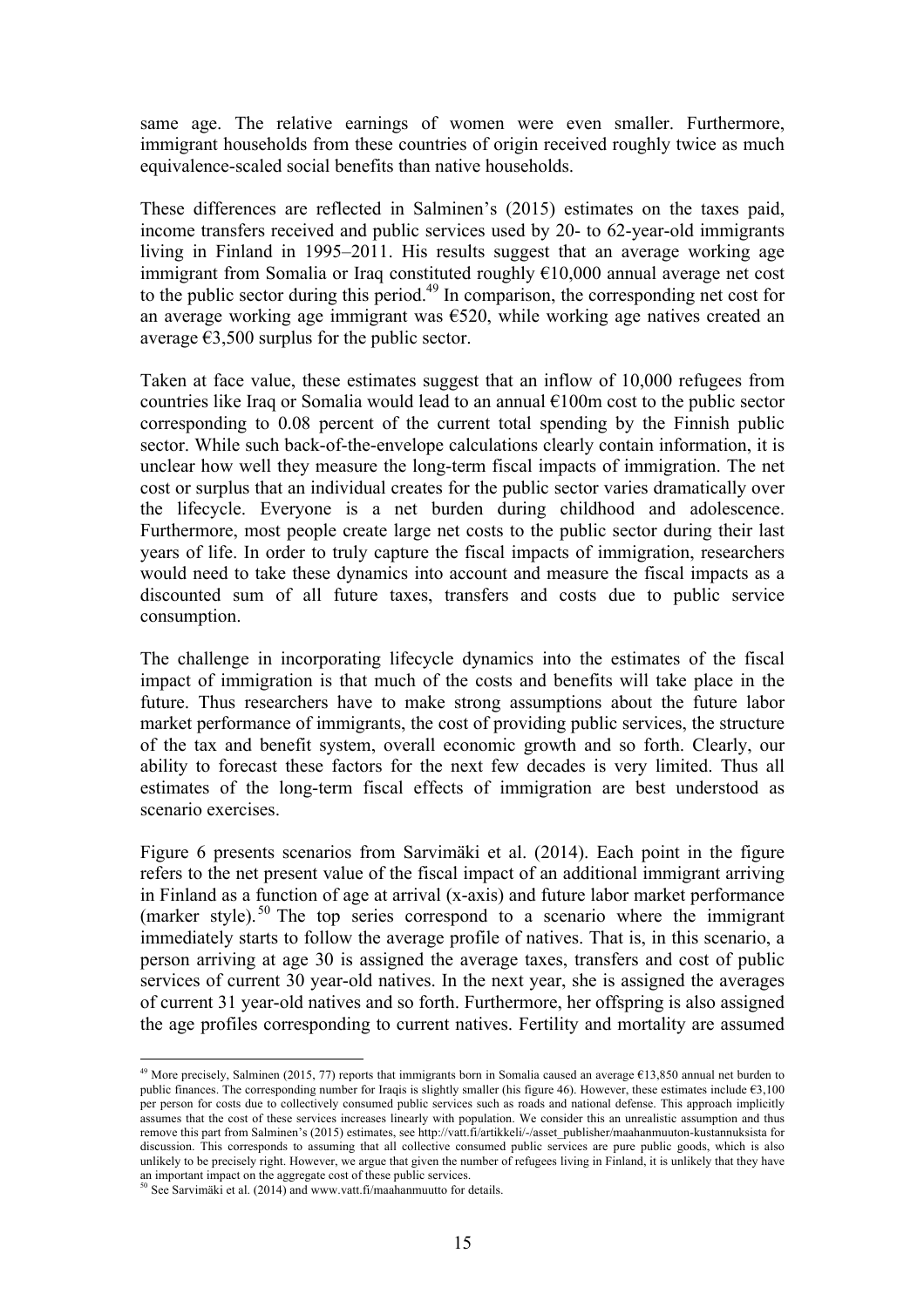same age. The relative earnings of women were even smaller. Furthermore, immigrant households from these countries of origin received roughly twice as much equivalence-scaled social benefits than native households.

These differences are reflected in Salminen's (2015) estimates on the taxes paid, income transfers received and public services used by 20- to 62-year-old immigrants living in Finland in 1995–2011. His results suggest that an average working age immigrant from Somalia or Iraq constituted roughly €10,000 annual average net cost to the public sector during this period.[49] In comparison, the corresponding net cost for an average working age immigrant was €520, while working age natives created an average €3,500 surplus for the public sector.

Taken at face value, these estimates suggest that an inflow of 10,000 refugees from countries like Iraq or Somalia would lead to an annual €100m cost to the public sector corresponding to 0.08 percent of the current total spending by the Finnish public sector. While such back-of-the-envelope calculations clearly contain information, it is unclear how well they measure the long-term fiscal impacts of immigration. The net cost or surplus that an individual creates for the public sector varies dramatically over the lifecycle. Everyone is a net burden during childhood and adolescence. Furthermore, most people create large net costs to the public sector during their last years of life. In order to truly capture the fiscal impacts of immigration, researchers would need to take these dynamics into account and measure the fiscal impacts as a discounted sum of all future taxes, transfers and costs due to public service consumption.

The challenge in incorporating lifecycle dynamics into the estimates of the fiscal impact of immigration is that much of the costs and benefits will take place in the future. Thus researchers have to make strong assumptions about the future labor market performance of immigrants, the cost of providing public services, the structure of the tax and benefit system, overall economic growth and so forth. Clearly, our ability to forecast these factors for the next few decades is very limited. Thus all estimates of the long-term fiscal effects of immigration are best understood as scenario exercises.

Figure 6 presents scenarios from Sarvimäki et al. (2014). Each point in the figure refers to the net present value of the fiscal impact of an additional immigrant arriving in Finland as a function of age at arrival (x-axis) and future labor market performance (marker style).[50] The top series correspond to a scenario where the immigrant immediately starts to follow the average profile of natives. That is, in this scenario, a person arriving at age 30 is assigned the average taxes, transfers and cost of public services of current 30 year-old natives. In the next year, she is assigned the averages of current 31 year-old natives and so forth. Furthermore, her offspring is also assigned the age profiles corresponding to current natives. Fertility and mortality are assumed

---

[49] More precisely, Salminen (2015, 77) reports that immigrants born in Somalia caused an average €13,850 annual net burden to public finances. The corresponding number for Iraqis is slightly smaller (his figure 46). However, these estimates include €3,100 per person for costs due to collectively consumed public services such as roads and national defense. This approach implicitly assumes that the cost of these services increases linearly with population. We consider this an unrealistic assumption and thus remove this part from Salminen's (2015) estimates, see http://vatt.fi/artikkeli/-/asset_publisher/maahanmuuton-kustannuksista for discussion. This corresponds to assuming that all collective consumed public services are pure public goods, which is also unlikely to be precisely right. However, we argue that given the number of refugees living in Finland, it is unlikely that they have an important impact on the aggregate cost of these public services.

[50] See Sarvimäki et al. (2014) and www.vatt.fi/maahanmuutto for details.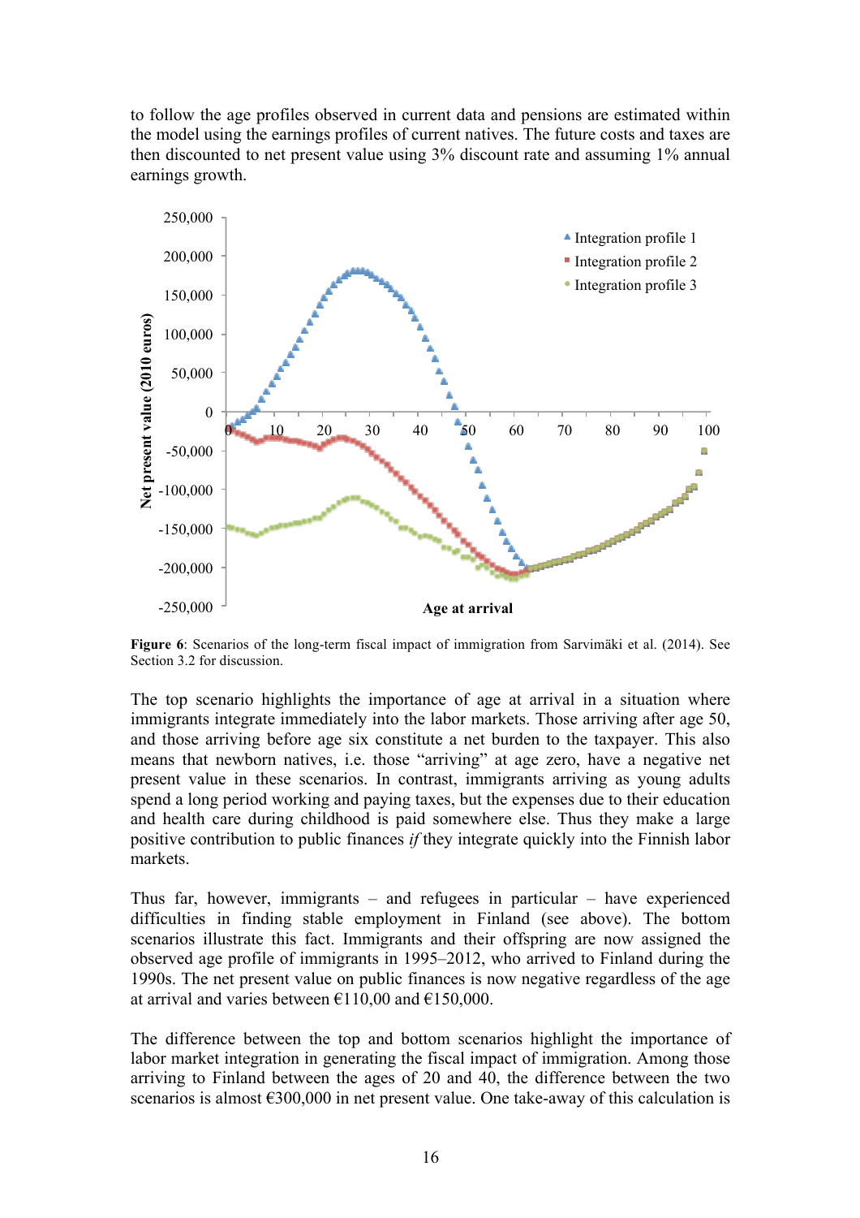to follow the age profiles observed in current data and pensions are estimated within the model using the earnings profiles of current natives. The future costs and taxes are then discounted to net present value using 3% discount rate and assuming 1% annual earnings growth.

**Figure 6**: Scenarios of the long-term fiscal impact of immigration from Sarvimäki et al. (2014). See Section 3.2 for discussion.

The top scenario highlights the importance of age at arrival in a situation where immigrants integrate immediately into the labor markets. Those arriving after age 50, and those arriving before age six constitute a net burden to the taxpayer. This also means that newborn natives, i.e. those "arriving" at age zero, have a negative net present value in these scenarios. In contrast, immigrants arriving as young adults spend a long period working and paying taxes, but the expenses due to their education and health care during childhood is paid somewhere else. Thus they make a large positive contribution to public finances *if* they integrate quickly into the Finnish labor markets.

Thus far, however, immigrants – and refugees in particular – have experienced difficulties in finding stable employment in Finland (see above). The bottom scenarios illustrate this fact. Immigrants and their offspring are now assigned the observed age profile of immigrants in 1995–2012, who arrived to Finland during the 1990s. The net present value on public finances is now negative regardless of the age at arrival and varies between €110,00 and €150,000.

The difference between the top and bottom scenarios highlight the importance of labor market integration in generating the fiscal impact of immigration. Among those arriving to Finland between the ages of 20 and 40, the difference between the two scenarios is almost €300,000 in net present value. One take-away of this calculation is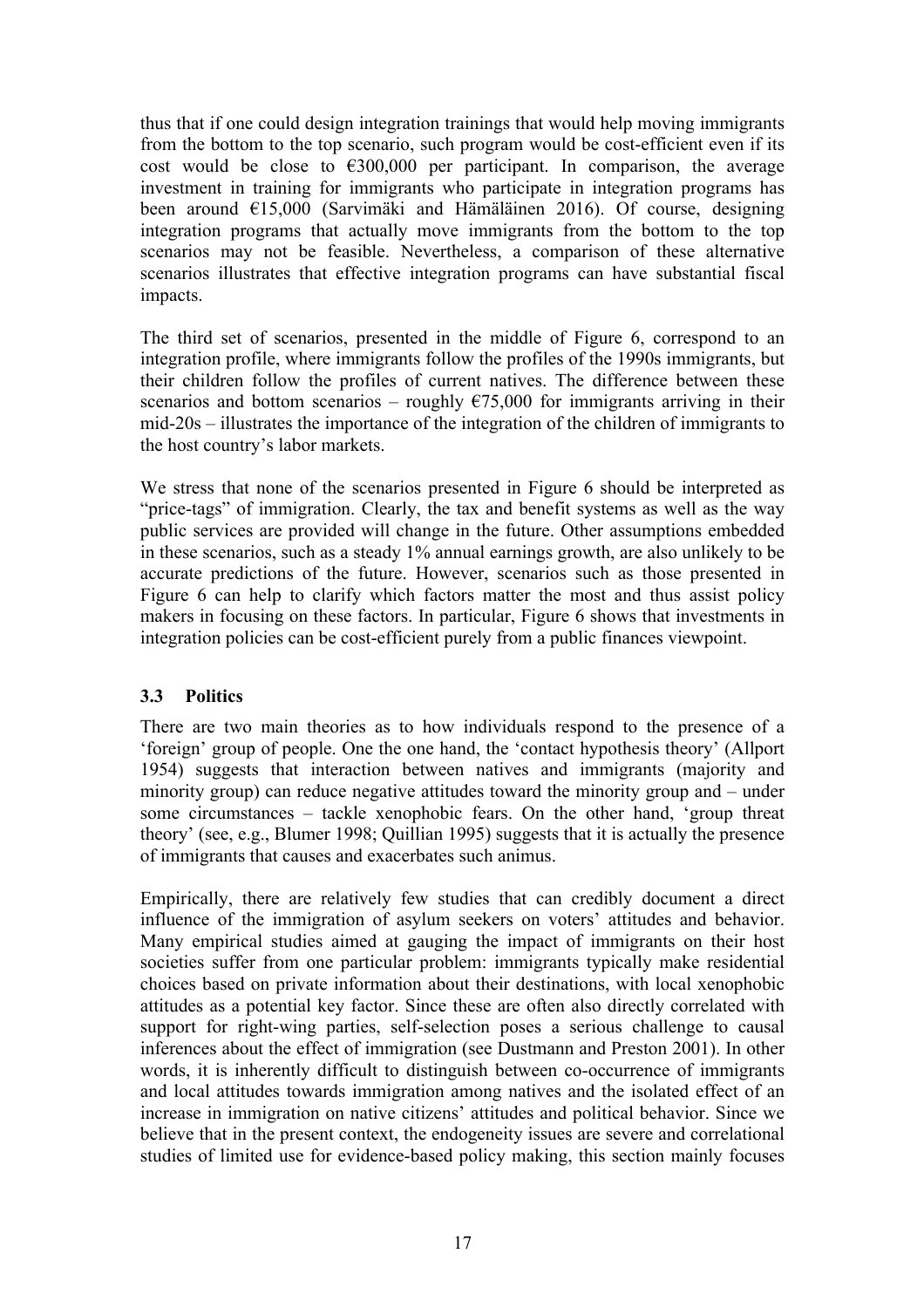thus that if one could design integration trainings that would help moving immigrants from the bottom to the top scenario, such program would be cost-efficient even if its cost would be close to €300,000 per participant. In comparison, the average investment in training for immigrants who participate in integration programs has been around €15,000 (Sarvimäki and Hämäläinen 2016). Of course, designing integration programs that actually move immigrants from the bottom to the top scenarios may not be feasible. Nevertheless, a comparison of these alternative scenarios illustrates that effective integration programs can have substantial fiscal impacts.

The third set of scenarios, presented in the middle of Figure 6, correspond to an integration profile, where immigrants follow the profiles of the 1990s immigrants, but their children follow the profiles of current natives. The difference between these scenarios and bottom scenarios – roughly €75,000 for immigrants arriving in their mid-20s – illustrates the importance of the integration of the children of immigrants to the host country's labor markets.

We stress that none of the scenarios presented in Figure 6 should be interpreted as "price-tags" of immigration. Clearly, the tax and benefit systems as well as the way public services are provided will change in the future. Other assumptions embedded in these scenarios, such as a steady 1% annual earnings growth, are also unlikely to be accurate predictions of the future. However, scenarios such as those presented in Figure 6 can help to clarify which factors matter the most and thus assist policy makers in focusing on these factors. In particular, Figure 6 shows that investments in integration policies can be cost-efficient purely from a public finances viewpoint.

### 3.3 Politics

There are two main theories as to how individuals respond to the presence of a 'foreign' group of people. One the one hand, the 'contact hypothesis theory' (Allport 1954) suggests that interaction between natives and immigrants (majority and minority group) can reduce negative attitudes toward the minority group and – under some circumstances – tackle xenophobic fears. On the other hand, 'group threat theory' (see, e.g., Blumer 1998; Quillian 1995) suggests that it is actually the presence of immigrants that causes and exacerbates such animus.

Empirically, there are relatively few studies that can credibly document a direct influence of the immigration of asylum seekers on voters' attitudes and behavior. Many empirical studies aimed at gauging the impact of immigrants on their host societies suffer from one particular problem: immigrants typically make residential choices based on private information about their destinations, with local xenophobic attitudes as a potential key factor. Since these are often also directly correlated with support for right-wing parties, self-selection poses a serious challenge to causal inferences about the effect of immigration (see Dustmann and Preston 2001). In other words, it is inherently difficult to distinguish between co-occurrence of immigrants and local attitudes towards immigration among natives and the isolated effect of an increase in immigration on native citizens' attitudes and political behavior. Since we believe that in the present context, the endogeneity issues are severe and correlational studies of limited use for evidence-based policy making, this section mainly focuses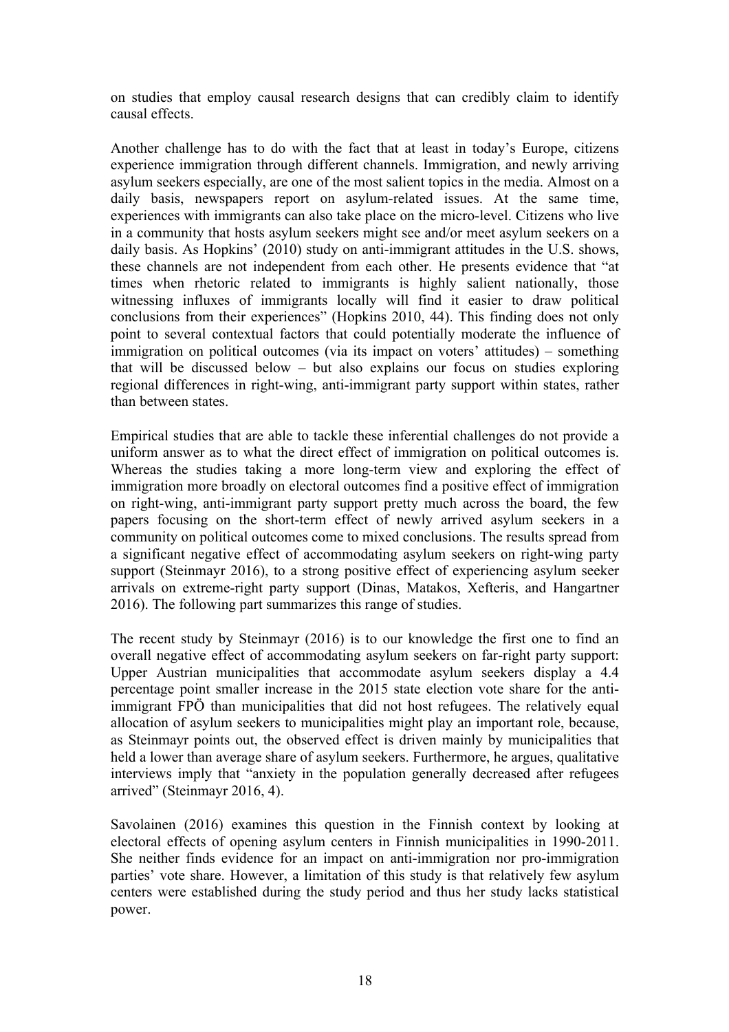on studies that employ causal research designs that can credibly claim to identify causal effects.

Another challenge has to do with the fact that at least in today's Europe, citizens experience immigration through different channels. Immigration, and newly arriving asylum seekers especially, are one of the most salient topics in the media. Almost on a daily basis, newspapers report on asylum-related issues. At the same time, experiences with immigrants can also take place on the micro-level. Citizens who live in a community that hosts asylum seekers might see and/or meet asylum seekers on a daily basis. As Hopkins' (2010) study on anti-immigrant attitudes in the U.S. shows, these channels are not independent from each other. He presents evidence that "at times when rhetoric related to immigrants is highly salient nationally, those witnessing influxes of immigrants locally will find it easier to draw political conclusions from their experiences" (Hopkins 2010, 44). This finding does not only point to several contextual factors that could potentially moderate the influence of immigration on political outcomes (via its impact on voters' attitudes) – something that will be discussed below – but also explains our focus on studies exploring regional differences in right-wing, anti-immigrant party support within states, rather than between states.

Empirical studies that are able to tackle these inferential challenges do not provide a uniform answer as to what the direct effect of immigration on political outcomes is. Whereas the studies taking a more long-term view and exploring the effect of immigration more broadly on electoral outcomes find a positive effect of immigration on right-wing, anti-immigrant party support pretty much across the board, the few papers focusing on the short-term effect of newly arrived asylum seekers in a community on political outcomes come to mixed conclusions. The results spread from a significant negative effect of accommodating asylum seekers on right-wing party support (Steinmayr 2016), to a strong positive effect of experiencing asylum seeker arrivals on extreme-right party support (Dinas, Matakos, Xefteris, and Hangartner 2016). The following part summarizes this range of studies.

The recent study by Steinmayr (2016) is to our knowledge the first one to find an overall negative effect of accommodating asylum seekers on far-right party support: Upper Austrian municipalities that accommodate asylum seekers display a 4.4 percentage point smaller increase in the 2015 state election vote share for the anti-immigrant FPÖ than municipalities that did not host refugees. The relatively equal allocation of asylum seekers to municipalities might play an important role, because, as Steinmayr points out, the observed effect is driven mainly by municipalities that held a lower than average share of asylum seekers. Furthermore, he argues, qualitative interviews imply that "anxiety in the population generally decreased after refugees arrived" (Steinmayr 2016, 4).

Savolainen (2016) examines this question in the Finnish context by looking at electoral effects of opening asylum centers in Finnish municipalities in 1990-2011. She neither finds evidence for an impact on anti-immigration nor pro-immigration parties' vote share. However, a limitation of this study is that relatively few asylum centers were established during the study period and thus her study lacks statistical power.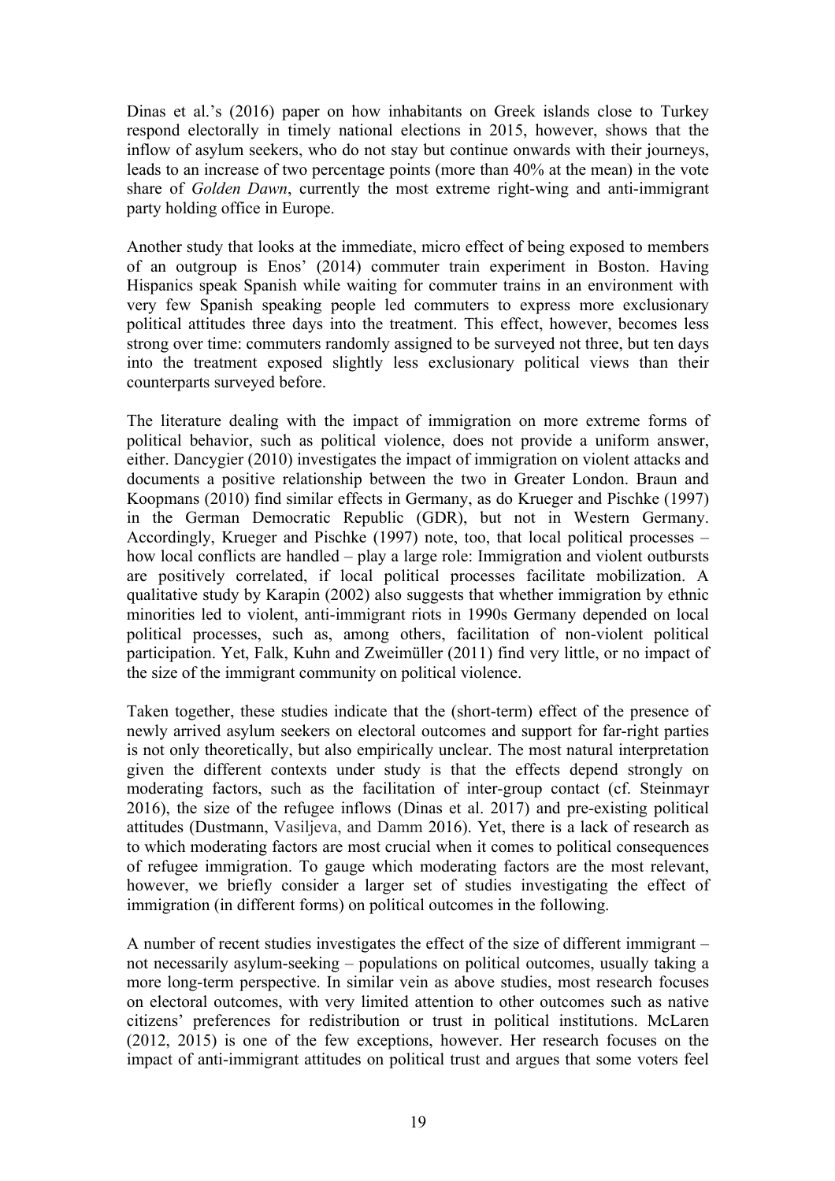Dinas et al.'s (2016) paper on how inhabitants on Greek islands close to Turkey respond electorally in timely national elections in 2015, however, shows that the inflow of asylum seekers, who do not stay but continue onwards with their journeys, leads to an increase of two percentage points (more than 40% at the mean) in the vote share of *Golden Dawn*, currently the most extreme right-wing and anti-immigrant party holding office in Europe.

Another study that looks at the immediate, micro effect of being exposed to members of an outgroup is Enos' (2014) commuter train experiment in Boston. Having Hispanics speak Spanish while waiting for commuter trains in an environment with very few Spanish speaking people led commuters to express more exclusionary political attitudes three days into the treatment. This effect, however, becomes less strong over time: commuters randomly assigned to be surveyed not three, but ten days into the treatment exposed slightly less exclusionary political views than their counterparts surveyed before.

The literature dealing with the impact of immigration on more extreme forms of political behavior, such as political violence, does not provide a uniform answer, either. Dancygier (2010) investigates the impact of immigration on violent attacks and documents a positive relationship between the two in Greater London. Braun and Koopmans (2010) find similar effects in Germany, as do Krueger and Pischke (1997) in the German Democratic Republic (GDR), but not in Western Germany. Accordingly, Krueger and Pischke (1997) note, too, that local political processes – how local conflicts are handled – play a large role: Immigration and violent outbursts are positively correlated, if local political processes facilitate mobilization. A qualitative study by Karapin (2002) also suggests that whether immigration by ethnic minorities led to violent, anti-immigrant riots in 1990s Germany depended on local political processes, such as, among others, facilitation of non-violent political participation. Yet, Falk, Kuhn and Zweimüller (2011) find very little, or no impact of the size of the immigrant community on political violence.

Taken together, these studies indicate that the (short-term) effect of the presence of newly arrived asylum seekers on electoral outcomes and support for far-right parties is not only theoretically, but also empirically unclear. The most natural interpretation given the different contexts under study is that the effects depend strongly on moderating factors, such as the facilitation of inter-group contact (cf. Steinmayr 2016), the size of the refugee inflows (Dinas et al. 2017) and pre-existing political attitudes (Dustmann, Vasiljeva, and Damm 2016). Yet, there is a lack of research as to which moderating factors are most crucial when it comes to political consequences of refugee immigration. To gauge which moderating factors are the most relevant, however, we briefly consider a larger set of studies investigating the effect of immigration (in different forms) on political outcomes in the following.

A number of recent studies investigates the effect of the size of different immigrant – not necessarily asylum-seeking – populations on political outcomes, usually taking a more long-term perspective. In similar vein as above studies, most research focuses on electoral outcomes, with very limited attention to other outcomes such as native citizens' preferences for redistribution or trust in political institutions. McLaren (2012, 2015) is one of the few exceptions, however. Her research focuses on the impact of anti-immigrant attitudes on political trust and argues that some voters feel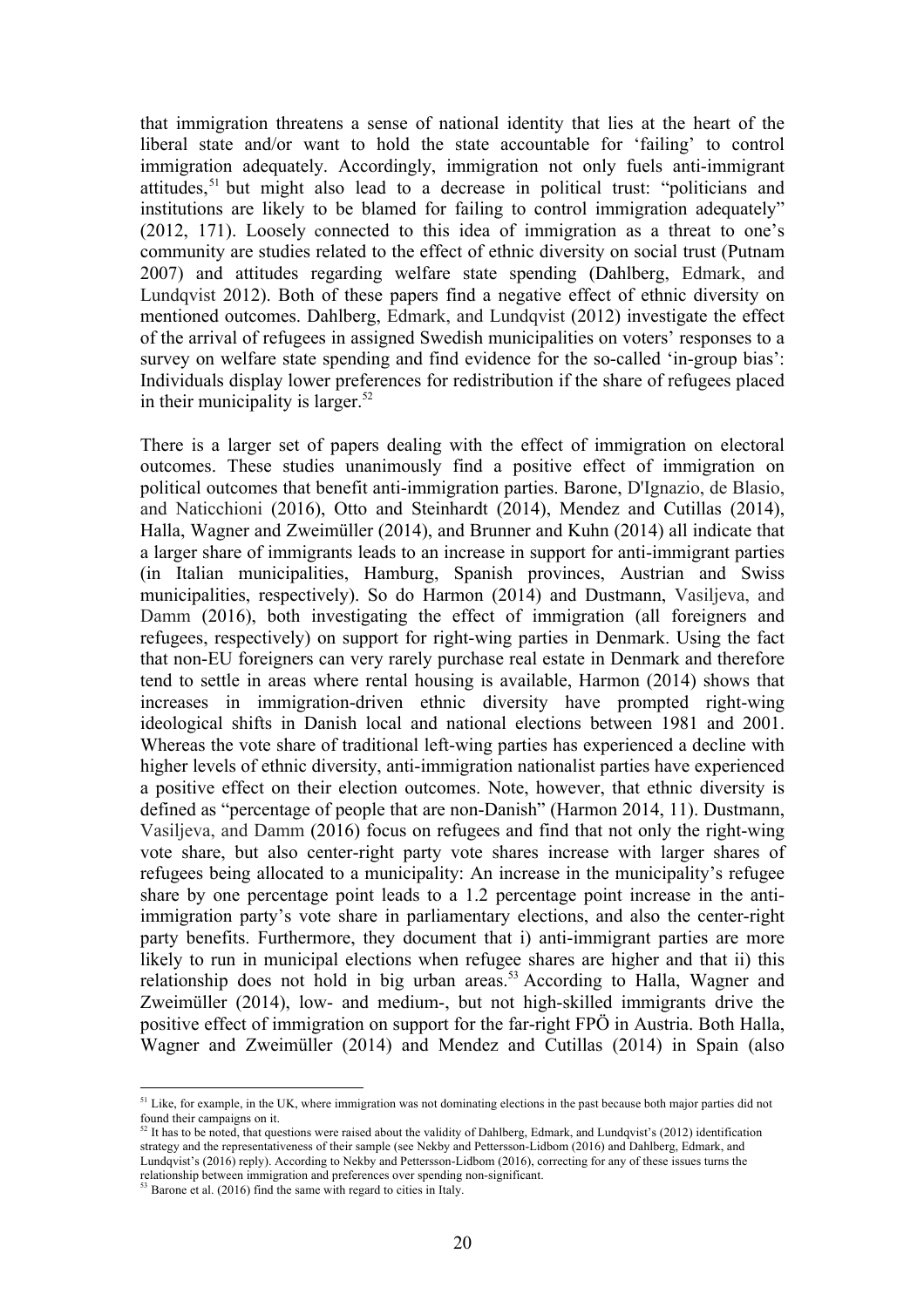that immigration threatens a sense of national identity that lies at the heart of the liberal state and/or want to hold the state accountable for 'failing' to control immigration adequately. Accordingly, immigration not only fuels anti-immigrant attitudes,[51] but might also lead to a decrease in political trust: "politicians and institutions are likely to be blamed for failing to control immigration adequately" (2012, 171). Loosely connected to this idea of immigration as a threat to one's community are studies related to the effect of ethnic diversity on social trust (Putnam 2007) and attitudes regarding welfare state spending (Dahlberg, Edmark, and Lundqvist 2012). Both of these papers find a negative effect of ethnic diversity on mentioned outcomes. Dahlberg, Edmark, and Lundqvist (2012) investigate the effect of the arrival of refugees in assigned Swedish municipalities on voters' responses to a survey on welfare state spending and find evidence for the so-called 'in-group bias': Individuals display lower preferences for redistribution if the share of refugees placed in their municipality is larger.[52]

There is a larger set of papers dealing with the effect of immigration on electoral outcomes. These studies unanimously find a positive effect of immigration on political outcomes that benefit anti-immigration parties. Barone, D'Ignazio, de Blasio, and Naticchioni (2016), Otto and Steinhardt (2014), Mendez and Cutillas (2014), Halla, Wagner and Zweimüller (2014), and Brunner and Kuhn (2014) all indicate that a larger share of immigrants leads to an increase in support for anti-immigrant parties (in Italian municipalities, Hamburg, Spanish provinces, Austrian and Swiss municipalities, respectively). So do Harmon (2014) and Dustmann, Vasiljeva, and Damm (2016), both investigating the effect of immigration (all foreigners and refugees, respectively) on support for right-wing parties in Denmark. Using the fact that non-EU foreigners can very rarely purchase real estate in Denmark and therefore tend to settle in areas where rental housing is available, Harmon (2014) shows that increases in immigration-driven ethnic diversity have prompted right-wing ideological shifts in Danish local and national elections between 1981 and 2001. Whereas the vote share of traditional left-wing parties has experienced a decline with higher levels of ethnic diversity, anti-immigration nationalist parties have experienced a positive effect on their election outcomes. Note, however, that ethnic diversity is defined as "percentage of people that are non-Danish" (Harmon 2014, 11). Dustmann, Vasiljeva, and Damm (2016) focus on refugees and find that not only the right-wing vote share, but also center-right party vote shares increase with larger shares of refugees being allocated to a municipality: An increase in the municipality's refugee share by one percentage point leads to a 1.2 percentage point increase in the anti-immigration party's vote share in parliamentary elections, and also the center-right party benefits. Furthermore, they document that i) anti-immigrant parties are more likely to run in municipal elections when refugee shares are higher and that ii) this relationship does not hold in big urban areas.[53] According to Halla, Wagner and Zweimüller (2014), low- and medium-, but not high-skilled immigrants drive the positive effect of immigration on support for the far-right FPÖ in Austria. Both Halla, Wagner and Zweimüller (2014) and Mendez and Cutillas (2014) in Spain (also

---

[51] Like, for example, in the UK, where immigration was not dominating elections in the past because both major parties did not found their campaigns on it.

[52] It has to be noted, that questions were raised about the validity of Dahlberg, Edmark, and Lundqvist's (2012) identification strategy and the representativeness of their sample (see Nekby and Pettersson-Lidbom (2016) and Dahlberg, Edmark, and Lundqvist's (2016) reply). According to Nekby and Pettersson-Lidbom (2016), correcting for any of these issues turns the relationship between immigration and preferences over spending non-significant.

[53] Barone et al. (2016) find the same with regard to cities in Italy.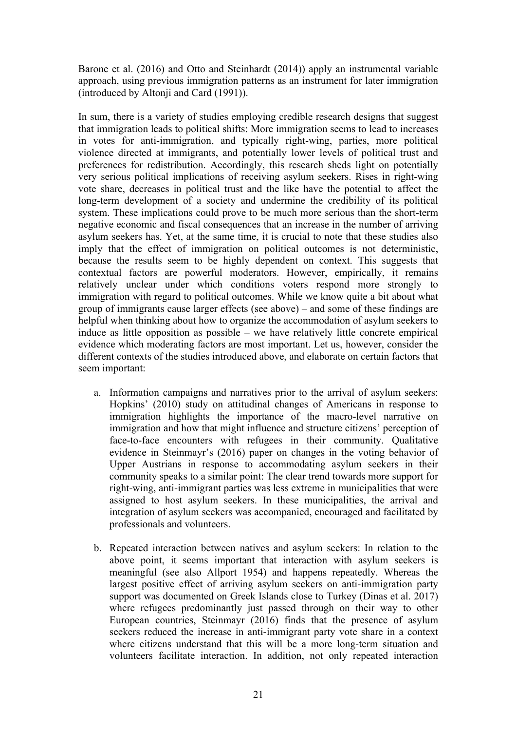Barone et al. (2016) and Otto and Steinhardt (2014)) apply an instrumental variable approach, using previous immigration patterns as an instrument for later immigration (introduced by Altonji and Card (1991)).

In sum, there is a variety of studies employing credible research designs that suggest that immigration leads to political shifts: More immigration seems to lead to increases in votes for anti-immigration, and typically right-wing, parties, more political violence directed at immigrants, and potentially lower levels of political trust and preferences for redistribution. Accordingly, this research sheds light on potentially very serious political implications of receiving asylum seekers. Rises in right-wing vote share, decreases in political trust and the like have the potential to affect the long-term development of a society and undermine the credibility of its political system. These implications could prove to be much more serious than the short-term negative economic and fiscal consequences that an increase in the number of arriving asylum seekers has. Yet, at the same time, it is crucial to note that these studies also imply that the effect of immigration on political outcomes is not deterministic, because the results seem to be highly dependent on context. This suggests that contextual factors are powerful moderators. However, empirically, it remains relatively unclear under which conditions voters respond more strongly to immigration with regard to political outcomes. While we know quite a bit about what group of immigrants cause larger effects (see above) – and some of these findings are helpful when thinking about how to organize the accommodation of asylum seekers to induce as little opposition as possible – we have relatively little concrete empirical evidence which moderating factors are most important. Let us, however, consider the different contexts of the studies introduced above, and elaborate on certain factors that seem important:

a. Information campaigns and narratives prior to the arrival of asylum seekers: Hopkins' (2010) study on attitudinal changes of Americans in response to immigration highlights the importance of the macro-level narrative on immigration and how that might influence and structure citizens' perception of face-to-face encounters with refugees in their community. Qualitative evidence in Steinmayr's (2016) paper on changes in the voting behavior of Upper Austrians in response to accommodating asylum seekers in their community speaks to a similar point: The clear trend towards more support for right-wing, anti-immigrant parties was less extreme in municipalities that were assigned to host asylum seekers. In these municipalities, the arrival and integration of asylum seekers was accompanied, encouraged and facilitated by professionals and volunteers.

b. Repeated interaction between natives and asylum seekers: In relation to the above point, it seems important that interaction with asylum seekers is meaningful (see also Allport 1954) and happens repeatedly. Whereas the largest positive effect of arriving asylum seekers on anti-immigration party support was documented on Greek Islands close to Turkey (Dinas et al. 2017) where refugees predominantly just passed through on their way to other European countries, Steinmayr (2016) finds that the presence of asylum seekers reduced the increase in anti-immigrant party vote share in a context where citizens understand that this will be a more long-term situation and volunteers facilitate interaction. In addition, not only repeated interaction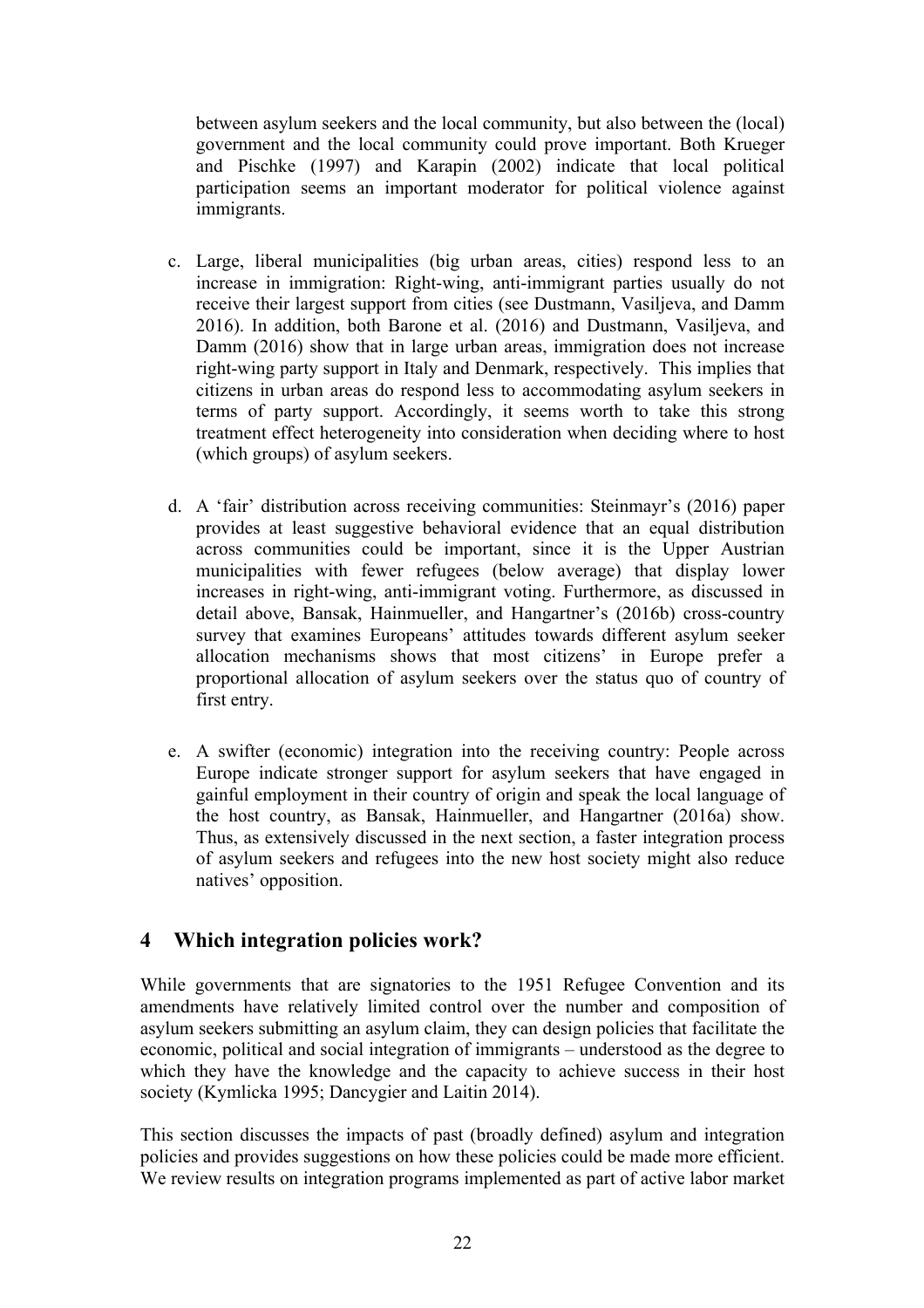between asylum seekers and the local community, but also between the (local) government and the local community could prove important. Both Krueger and Pischke (1997) and Karapin (2002) indicate that local political participation seems an important moderator for political violence against immigrants.

c. Large, liberal municipalities (big urban areas, cities) respond less to an increase in immigration: Right-wing, anti-immigrant parties usually do not receive their largest support from cities (see Dustmann, Vasiljeva, and Damm 2016). In addition, both Barone et al. (2016) and Dustmann, Vasiljeva, and Damm (2016) show that in large urban areas, immigration does not increase right-wing party support in Italy and Denmark, respectively. This implies that citizens in urban areas do respond less to accommodating asylum seekers in terms of party support. Accordingly, it seems worth to take this strong treatment effect heterogeneity into consideration when deciding where to host (which groups) of asylum seekers.

d. A 'fair' distribution across receiving communities: Steinmayr's (2016) paper provides at least suggestive behavioral evidence that an equal distribution across communities could be important, since it is the Upper Austrian municipalities with fewer refugees (below average) that display lower increases in right-wing, anti-immigrant voting. Furthermore, as discussed in detail above, Bansak, Hainmueller, and Hangartner's (2016b) cross-country survey that examines Europeans' attitudes towards different asylum seeker allocation mechanisms shows that most citizens' in Europe prefer a proportional allocation of asylum seekers over the status quo of country of first entry.

e. A swifter (economic) integration into the receiving country: People across Europe indicate stronger support for asylum seekers that have engaged in gainful employment in their country of origin and speak the local language of the host country, as Bansak, Hainmueller, and Hangartner (2016a) show. Thus, as extensively discussed in the next section, a faster integration process of asylum seekers and refugees into the new host society might also reduce natives' opposition.

## 4 Which integration policies work?

While governments that are signatories to the 1951 Refugee Convention and its amendments have relatively limited control over the number and composition of asylum seekers submitting an asylum claim, they can design policies that facilitate the economic, political and social integration of immigrants – understood as the degree to which they have the knowledge and the capacity to achieve success in their host society (Kymlicka 1995; Dancygier and Laitin 2014).

This section discusses the impacts of past (broadly defined) asylum and integration policies and provides suggestions on how these policies could be made more efficient. We review results on integration programs implemented as part of active labor market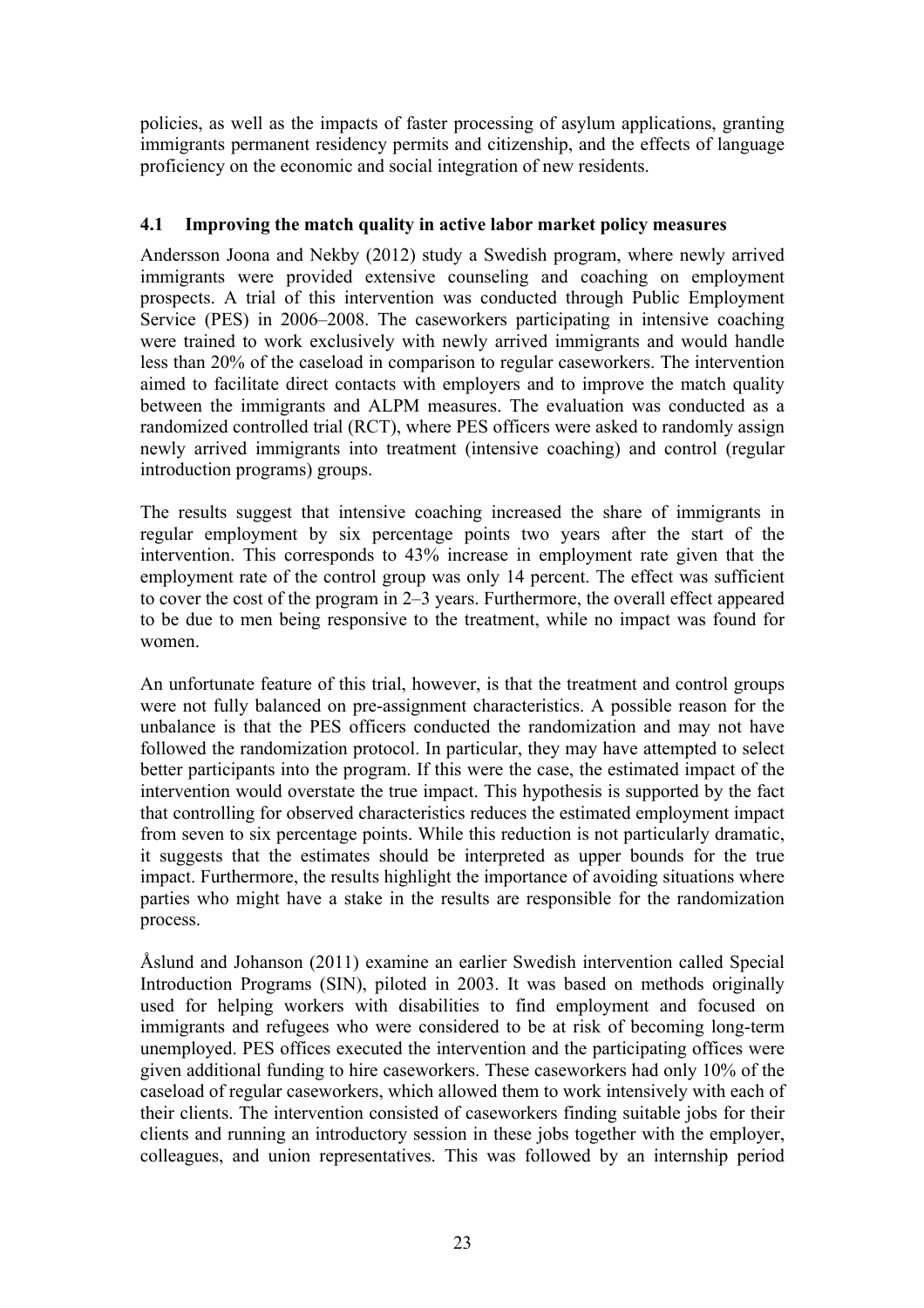policies, as well as the impacts of faster processing of asylum applications, granting immigrants permanent residency permits and citizenship, and the effects of language proficiency on the economic and social integration of new residents.

### 4.1 Improving the match quality in active labor market policy measures

Andersson Joona and Nekby (2012) study a Swedish program, where newly arrived immigrants were provided extensive counseling and coaching on employment prospects. A trial of this intervention was conducted through Public Employment Service (PES) in 2006–2008. The caseworkers participating in intensive coaching were trained to work exclusively with newly arrived immigrants and would handle less than 20% of the caseload in comparison to regular caseworkers. The intervention aimed to facilitate direct contacts with employers and to improve the match quality between the immigrants and ALPM measures. The evaluation was conducted as a randomized controlled trial (RCT), where PES officers were asked to randomly assign newly arrived immigrants into treatment (intensive coaching) and control (regular introduction programs) groups.

The results suggest that intensive coaching increased the share of immigrants in regular employment by six percentage points two years after the start of the intervention. This corresponds to 43% increase in employment rate given that the employment rate of the control group was only 14 percent. The effect was sufficient to cover the cost of the program in 2–3 years. Furthermore, the overall effect appeared to be due to men being responsive to the treatment, while no impact was found for women.

An unfortunate feature of this trial, however, is that the treatment and control groups were not fully balanced on pre-assignment characteristics. A possible reason for the unbalance is that the PES officers conducted the randomization and may not have followed the randomization protocol. In particular, they may have attempted to select better participants into the program. If this were the case, the estimated impact of the intervention would overstate the true impact. This hypothesis is supported by the fact that controlling for observed characteristics reduces the estimated employment impact from seven to six percentage points. While this reduction is not particularly dramatic, it suggests that the estimates should be interpreted as upper bounds for the true impact. Furthermore, the results highlight the importance of avoiding situations where parties who might have a stake in the results are responsible for the randomization process.

Åslund and Johanson (2011) examine an earlier Swedish intervention called Special Introduction Programs (SIN), piloted in 2003. It was based on methods originally used for helping workers with disabilities to find employment and focused on immigrants and refugees who were considered to be at risk of becoming long-term unemployed. PES offices executed the intervention and the participating offices were given additional funding to hire caseworkers. These caseworkers had only 10% of the caseload of regular caseworkers, which allowed them to work intensively with each of their clients. The intervention consisted of caseworkers finding suitable jobs for their clients and running an introductory session in these jobs together with the employer, colleagues, and union representatives. This was followed by an internship period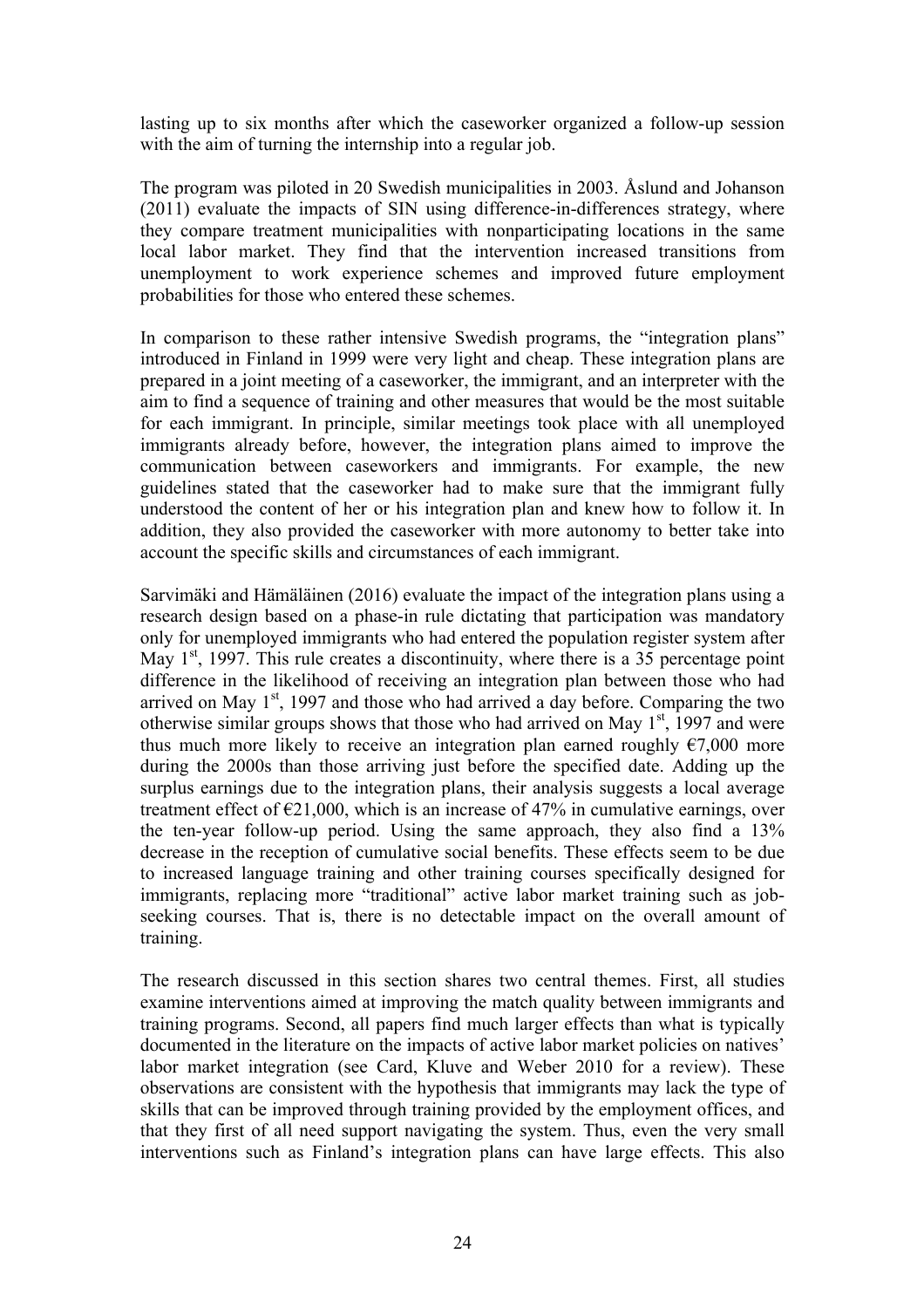lasting up to six months after which the caseworker organized a follow-up session with the aim of turning the internship into a regular job.

The program was piloted in 20 Swedish municipalities in 2003. Åslund and Johanson (2011) evaluate the impacts of SIN using difference-in-differences strategy, where they compare treatment municipalities with nonparticipating locations in the same local labor market. They find that the intervention increased transitions from unemployment to work experience schemes and improved future employment probabilities for those who entered these schemes.

In comparison to these rather intensive Swedish programs, the "integration plans" introduced in Finland in 1999 were very light and cheap. These integration plans are prepared in a joint meeting of a caseworker, the immigrant, and an interpreter with the aim to find a sequence of training and other measures that would be the most suitable for each immigrant. In principle, similar meetings took place with all unemployed immigrants already before, however, the integration plans aimed to improve the communication between caseworkers and immigrants. For example, the new guidelines stated that the caseworker had to make sure that the immigrant fully understood the content of her or his integration plan and knew how to follow it. In addition, they also provided the caseworker with more autonomy to better take into account the specific skills and circumstances of each immigrant.

Sarvimäki and Hämäläinen (2016) evaluate the impact of the integration plans using a research design based on a phase-in rule dictating that participation was mandatory only for unemployed immigrants who had entered the population register system after May 1st, 1997. This rule creates a discontinuity, where there is a 35 percentage point difference in the likelihood of receiving an integration plan between those who had arrived on May 1st, 1997 and those who had arrived a day before. Comparing the two otherwise similar groups shows that those who had arrived on May 1st, 1997 and were thus much more likely to receive an integration plan earned roughly €7,000 more during the 2000s than those arriving just before the specified date. Adding up the surplus earnings due to the integration plans, their analysis suggests a local average treatment effect of €21,000, which is an increase of 47% in cumulative earnings, over the ten-year follow-up period. Using the same approach, they also find a 13% decrease in the reception of cumulative social benefits. These effects seem to be due to increased language training and other training courses specifically designed for immigrants, replacing more "traditional" active labor market training such as job-seeking courses. That is, there is no detectable impact on the overall amount of training.

The research discussed in this section shares two central themes. First, all studies examine interventions aimed at improving the match quality between immigrants and training programs. Second, all papers find much larger effects than what is typically documented in the literature on the impacts of active labor market policies on natives' labor market integration (see Card, Kluve and Weber 2010 for a review). These observations are consistent with the hypothesis that immigrants may lack the type of skills that can be improved through training provided by the employment offices, and that they first of all need support navigating the system. Thus, even the very small interventions such as Finland's integration plans can have large effects. This also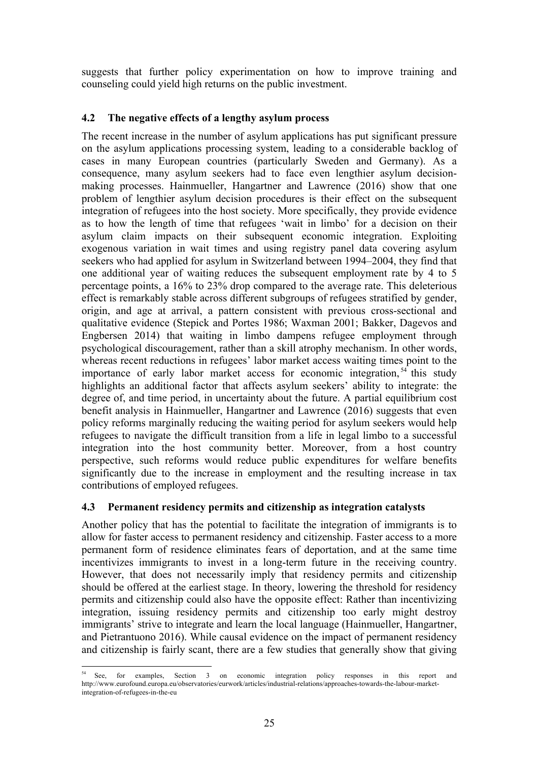suggests that further policy experimentation on how to improve training and counseling could yield high returns on the public investment.

### 4.2 The negative effects of a lengthy asylum process

The recent increase in the number of asylum applications has put significant pressure on the asylum applications processing system, leading to a considerable backlog of cases in many European countries (particularly Sweden and Germany). As a consequence, many asylum seekers had to face even lengthier asylum decision-making processes. Hainmueller, Hangartner and Lawrence (2016) show that one problem of lengthier asylum decision procedures is their effect on the subsequent integration of refugees into the host society. More specifically, they provide evidence as to how the length of time that refugees 'wait in limbo' for a decision on their asylum claim impacts on their subsequent economic integration. Exploiting exogenous variation in wait times and using registry panel data covering asylum seekers who had applied for asylum in Switzerland between 1994–2004, they find that one additional year of waiting reduces the subsequent employment rate by 4 to 5 percentage points, a 16% to 23% drop compared to the average rate. This deleterious effect is remarkably stable across different subgroups of refugees stratified by gender, origin, and age at arrival, a pattern consistent with previous cross-sectional and qualitative evidence (Stepick and Portes 1986; Waxman 2001; Bakker, Dagevos and Engbersen 2014) that waiting in limbo dampens refugee employment through psychological discouragement, rather than a skill atrophy mechanism. In other words, whereas recent reductions in refugees' labor market access waiting times point to the importance of early labor market access for economic integration,[54] this study highlights an additional factor that affects asylum seekers' ability to integrate: the degree of, and time period, in uncertainty about the future. A partial equilibrium cost benefit analysis in Hainmueller, Hangartner and Lawrence (2016) suggests that even policy reforms marginally reducing the waiting period for asylum seekers would help refugees to navigate the difficult transition from a life in legal limbo to a successful integration into the host community better. Moreover, from a host country perspective, such reforms would reduce public expenditures for welfare benefits significantly due to the increase in employment and the resulting increase in tax contributions of employed refugees.

### 4.3 Permanent residency permits and citizenship as integration catalysts

Another policy that has the potential to facilitate the integration of immigrants is to allow for faster access to permanent residency and citizenship. Faster access to a more permanent form of residence eliminates fears of deportation, and at the same time incentivizes immigrants to invest in a long-term future in the receiving country. However, that does not necessarily imply that residency permits and citizenship should be offered at the earliest stage. In theory, lowering the threshold for residency permits and citizenship could also have the opposite effect: Rather than incentivizing integration, issuing residency permits and citizenship too early might destroy immigrants' strive to integrate and learn the local language (Hainmueller, Hangartner, and Pietrantuono 2016). While causal evidence on the impact of permanent residency and citizenship is fairly scant, there are a few studies that generally show that giving

[54] See, for examples, Section 3 on economic integration policy responses in this report and http://www.eurofound.europa.eu/observatories/eurwork/articles/industrial-relations/approaches-towards-the-labour-market-integration-of-refugees-in-the-eu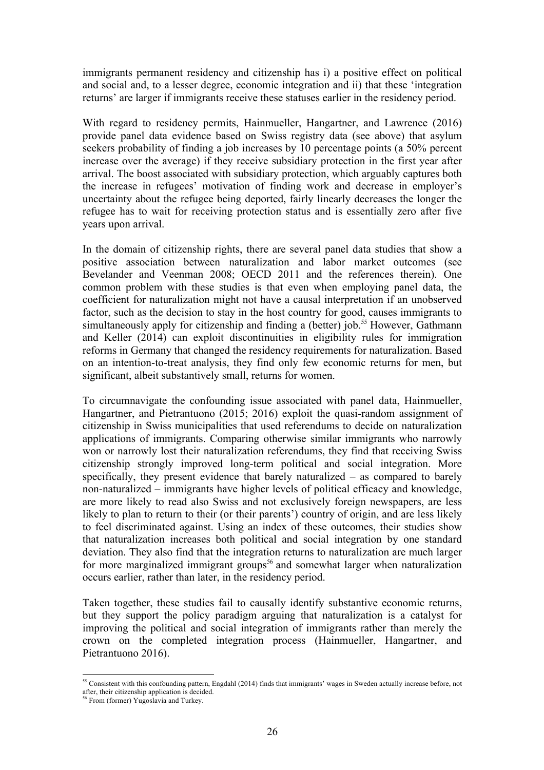immigrants permanent residency and citizenship has i) a positive effect on political and social and, to a lesser degree, economic integration and ii) that these 'integration returns' are larger if immigrants receive these statuses earlier in the residency period.

With regard to residency permits, Hainmueller, Hangartner, and Lawrence (2016) provide panel data evidence based on Swiss registry data (see above) that asylum seekers probability of finding a job increases by 10 percentage points (a 50% percent increase over the average) if they receive subsidiary protection in the first year after arrival. The boost associated with subsidiary protection, which arguably captures both the increase in refugees' motivation of finding work and decrease in employer's uncertainty about the refugee being deported, fairly linearly decreases the longer the refugee has to wait for receiving protection status and is essentially zero after five years upon arrival.

In the domain of citizenship rights, there are several panel data studies that show a positive association between naturalization and labor market outcomes (see Bevelander and Veenman 2008; OECD 2011 and the references therein). One common problem with these studies is that even when employing panel data, the coefficient for naturalization might not have a causal interpretation if an unobserved factor, such as the decision to stay in the host country for good, causes immigrants to simultaneously apply for citizenship and finding a (better) job.[55] However, Gathmann and Keller (2014) can exploit discontinuities in eligibility rules for immigration reforms in Germany that changed the residency requirements for naturalization. Based on an intention-to-treat analysis, they find only few economic returns for men, but significant, albeit substantively small, returns for women.

To circumnavigate the confounding issue associated with panel data, Hainmueller, Hangartner, and Pietrantuono (2015; 2016) exploit the quasi-random assignment of citizenship in Swiss municipalities that used referendums to decide on naturalization applications of immigrants. Comparing otherwise similar immigrants who narrowly won or narrowly lost their naturalization referendums, they find that receiving Swiss citizenship strongly improved long-term political and social integration. More specifically, they present evidence that barely naturalized – as compared to barely non-naturalized – immigrants have higher levels of political efficacy and knowledge, are more likely to read also Swiss and not exclusively foreign newspapers, are less likely to plan to return to their (or their parents') country of origin, and are less likely to feel discriminated against. Using an index of these outcomes, their studies show that naturalization increases both political and social integration by one standard deviation. They also find that the integration returns to naturalization are much larger for more marginalized immigrant groups[56] and somewhat larger when naturalization occurs earlier, rather than later, in the residency period.

Taken together, these studies fail to causally identify substantive economic returns, but they support the policy paradigm arguing that naturalization is a catalyst for improving the political and social integration of immigrants rather than merely the crown on the completed integration process (Hainmueller, Hangartner, and Pietrantuono 2016).

---

[55] Consistent with this confounding pattern, Engdahl (2014) finds that immigrants' wages in Sweden actually increase before, not after, their citizenship application is decided.

[56] From (former) Yugoslavia and Turkey.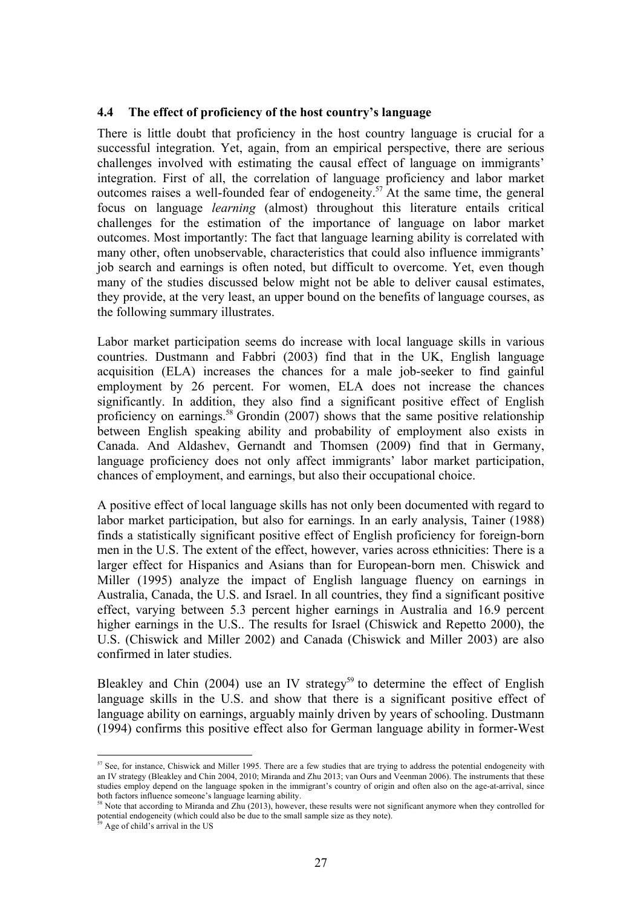### 4.4 The effect of proficiency of the host country's language

There is little doubt that proficiency in the host country language is crucial for a successful integration. Yet, again, from an empirical perspective, there are serious challenges involved with estimating the causal effect of language on immigrants' integration. First of all, the correlation of language proficiency and labor market outcomes raises a well-founded fear of endogeneity.[57] At the same time, the general focus on language *learning* (almost) throughout this literature entails critical challenges for the estimation of the importance of language on labor market outcomes. Most importantly: The fact that language learning ability is correlated with many other, often unobservable, characteristics that could also influence immigrants' job search and earnings is often noted, but difficult to overcome. Yet, even though many of the studies discussed below might not be able to deliver causal estimates, they provide, at the very least, an upper bound on the benefits of language courses, as the following summary illustrates.

Labor market participation seems do increase with local language skills in various countries. Dustmann and Fabbri (2003) find that in the UK, English language acquisition (ELA) increases the chances for a male job-seeker to find gainful employment by 26 percent. For women, ELA does not increase the chances significantly. In addition, they also find a significant positive effect of English proficiency on earnings.[58] Grondin (2007) shows that the same positive relationship between English speaking ability and probability of employment also exists in Canada. And Aldashev, Gernandt and Thomsen (2009) find that in Germany, language proficiency does not only affect immigrants' labor market participation, chances of employment, and earnings, but also their occupational choice.

A positive effect of local language skills has not only been documented with regard to labor market participation, but also for earnings. In an early analysis, Tainer (1988) finds a statistically significant positive effect of English proficiency for foreign-born men in the U.S. The extent of the effect, however, varies across ethnicities: There is a larger effect for Hispanics and Asians than for European-born men. Chiswick and Miller (1995) analyze the impact of English language fluency on earnings in Australia, Canada, the U.S. and Israel. In all countries, they find a significant positive effect, varying between 5.3 percent higher earnings in Australia and 16.9 percent higher earnings in the U.S.. The results for Israel (Chiswick and Repetto 2000), the U.S. (Chiswick and Miller 2002) and Canada (Chiswick and Miller 2003) are also confirmed in later studies.

Bleakley and Chin (2004) use an IV strategy[59] to determine the effect of English language skills in the U.S. and show that there is a significant positive effect of language ability on earnings, arguably mainly driven by years of schooling. Dustmann (1994) confirms this positive effect also for German language ability in former-West

---

[57] See, for instance, Chiswick and Miller 1995. There are a few studies that are trying to address the potential endogeneity with an IV strategy (Bleakley and Chin 2004, 2010; Miranda and Zhu 2013; van Ours and Veenman 2006). The instruments that these studies employ depend on the language spoken in the immigrant's country of origin and often also on the age-at-arrival, since both factors influence someone's language learning ability.

[58] Note that according to Miranda and Zhu (2013), however, these results were not significant anymore when they controlled for potential endogeneity (which could also be due to the small sample size as they note).

[59] Age of child's arrival in the US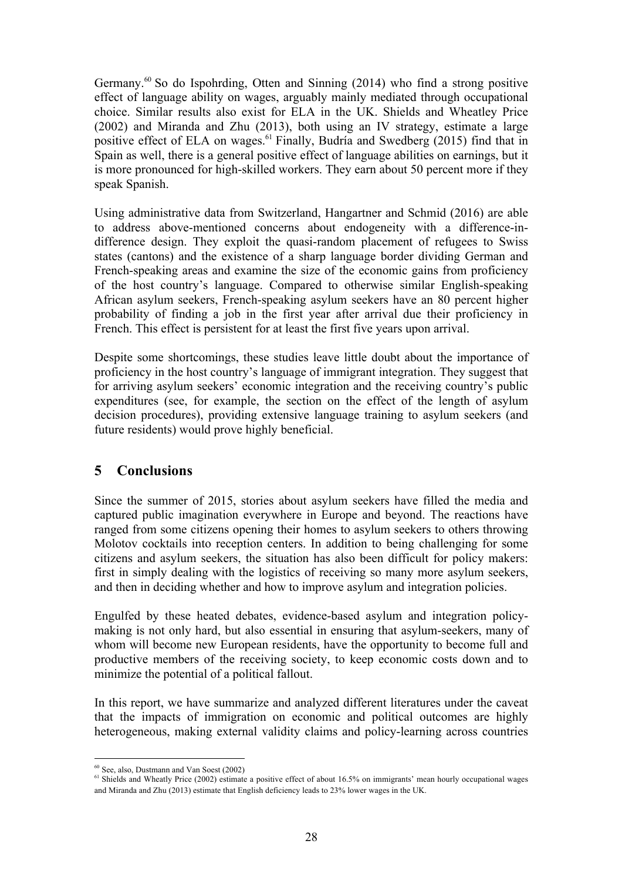Germany.[60] So do Ispohrding, Otten and Sinning (2014) who find a strong positive effect of language ability on wages, arguably mainly mediated through occupational choice. Similar results also exist for ELA in the UK. Shields and Wheatley Price (2002) and Miranda and Zhu (2013), both using an IV strategy, estimate a large positive effect of ELA on wages.[61] Finally, Budría and Swedberg (2015) find that in Spain as well, there is a general positive effect of language abilities on earnings, but it is more pronounced for high-skilled workers. They earn about 50 percent more if they speak Spanish.

Using administrative data from Switzerland, Hangartner and Schmid (2016) are able to address above-mentioned concerns about endogeneity with a difference-in-difference design. They exploit the quasi-random placement of refugees to Swiss states (cantons) and the existence of a sharp language border dividing German and French-speaking areas and examine the size of the economic gains from proficiency of the host country's language. Compared to otherwise similar English-speaking African asylum seekers, French-speaking asylum seekers have an 80 percent higher probability of finding a job in the first year after arrival due their proficiency in French. This effect is persistent for at least the first five years upon arrival.

Despite some shortcomings, these studies leave little doubt about the importance of proficiency in the host country's language of immigrant integration. They suggest that for arriving asylum seekers' economic integration and the receiving country's public expenditures (see, for example, the section on the effect of the length of asylum decision procedures), providing extensive language training to asylum seekers (and future residents) would prove highly beneficial.

## 5 Conclusions

Since the summer of 2015, stories about asylum seekers have filled the media and captured public imagination everywhere in Europe and beyond. The reactions have ranged from some citizens opening their homes to asylum seekers to others throwing Molotov cocktails into reception centers. In addition to being challenging for some citizens and asylum seekers, the situation has also been difficult for policy makers: first in simply dealing with the logistics of receiving so many more asylum seekers, and then in deciding whether and how to improve asylum and integration policies.

Engulfed by these heated debates, evidence-based asylum and integration policy-making is not only hard, but also essential in ensuring that asylum-seekers, many of whom will become new European residents, have the opportunity to become full and productive members of the receiving society, to keep economic costs down and to minimize the potential of a political fallout.

In this report, we have summarize and analyzed different literatures under the caveat that the impacts of immigration on economic and political outcomes are highly heterogeneous, making external validity claims and policy-learning across countries

---

[60] See, also, Dustmann and Van Soest (2002)

[61] Shields and Wheatly Price (2002) estimate a positive effect of about 16.5% on immigrants' mean hourly occupational wages and Miranda and Zhu (2013) estimate that English deficiency leads to 23% lower wages in the UK.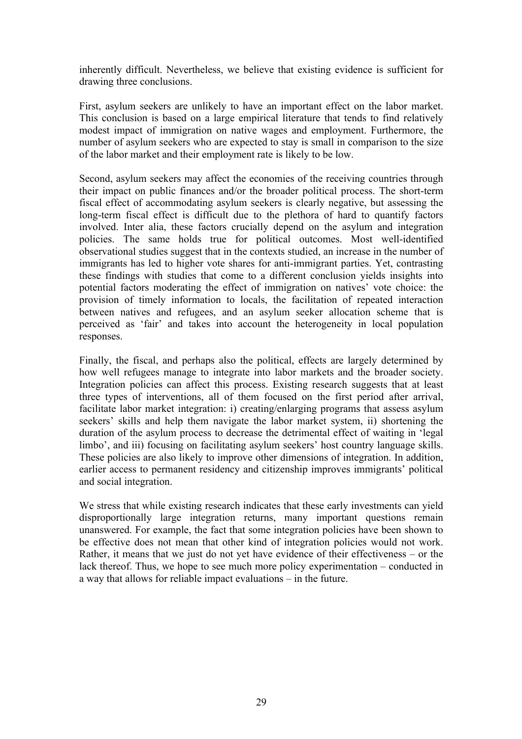inherently difficult. Nevertheless, we believe that existing evidence is sufficient for drawing three conclusions.

First, asylum seekers are unlikely to have an important effect on the labor market. This conclusion is based on a large empirical literature that tends to find relatively modest impact of immigration on native wages and employment. Furthermore, the number of asylum seekers who are expected to stay is small in comparison to the size of the labor market and their employment rate is likely to be low.

Second, asylum seekers may affect the economies of the receiving countries through their impact on public finances and/or the broader political process. The short-term fiscal effect of accommodating asylum seekers is clearly negative, but assessing the long-term fiscal effect is difficult due to the plethora of hard to quantify factors involved. Inter alia, these factors crucially depend on the asylum and integration policies. The same holds true for political outcomes. Most well-identified observational studies suggest that in the contexts studied, an increase in the number of immigrants has led to higher vote shares for anti-immigrant parties. Yet, contrasting these findings with studies that come to a different conclusion yields insights into potential factors moderating the effect of immigration on natives' vote choice: the provision of timely information to locals, the facilitation of repeated interaction between natives and refugees, and an asylum seeker allocation scheme that is perceived as 'fair' and takes into account the heterogeneity in local population responses.

Finally, the fiscal, and perhaps also the political, effects are largely determined by how well refugees manage to integrate into labor markets and the broader society. Integration policies can affect this process. Existing research suggests that at least three types of interventions, all of them focused on the first period after arrival, facilitate labor market integration: i) creating/enlarging programs that assess asylum seekers' skills and help them navigate the labor market system, ii) shortening the duration of the asylum process to decrease the detrimental effect of waiting in 'legal limbo', and iii) focusing on facilitating asylum seekers' host country language skills. These policies are also likely to improve other dimensions of integration. In addition, earlier access to permanent residency and citizenship improves immigrants' political and social integration.

We stress that while existing research indicates that these early investments can yield disproportionally large integration returns, many important questions remain unanswered. For example, the fact that some integration policies have been shown to be effective does not mean that other kind of integration policies would not work. Rather, it means that we just do not yet have evidence of their effectiveness – or the lack thereof. Thus, we hope to see much more policy experimentation – conducted in a way that allows for reliable impact evaluations – in the future.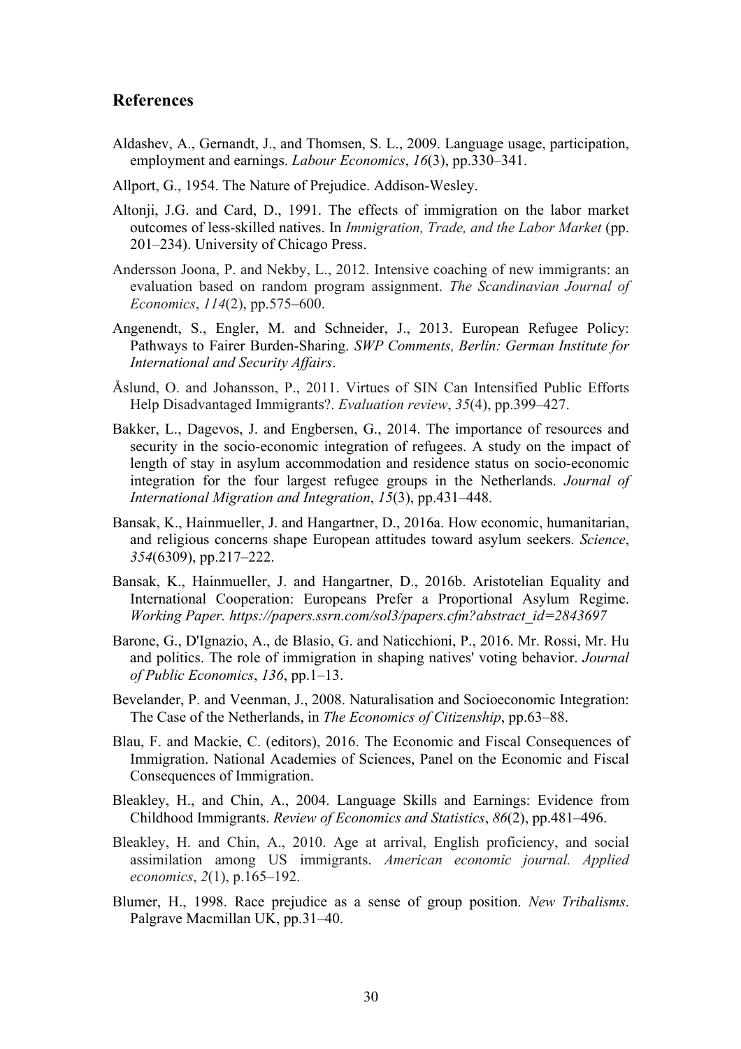## References

Aldashev, A., Gernandt, J., and Thomsen, S. L., 2009. Language usage, participation, employment and earnings. *Labour Economics*, *16*(3), pp.330–341.

Allport, G., 1954. The Nature of Prejudice. Addison-Wesley.

Altonji, J.G. and Card, D., 1991. The effects of immigration on the labor market outcomes of less-skilled natives. In *Immigration, Trade, and the Labor Market* (pp. 201–234). University of Chicago Press.

Andersson Joona, P. and Nekby, L., 2012. Intensive coaching of new immigrants: an evaluation based on random program assignment. *The Scandinavian Journal of Economics*, *114*(2), pp.575–600.

Angenendt, S., Engler, M. and Schneider, J., 2013. European Refugee Policy: Pathways to Fairer Burden-Sharing. *SWP Comments, Berlin: German Institute for International and Security Affairs*.

Åslund, O. and Johansson, P., 2011. Virtues of SIN Can Intensified Public Efforts Help Disadvantaged Immigrants?. *Evaluation review*, *35*(4), pp.399–427.

Bakker, L., Dagevos, J. and Engbersen, G., 2014. The importance of resources and security in the socio-economic integration of refugees. A study on the impact of length of stay in asylum accommodation and residence status on socio-economic integration for the four largest refugee groups in the Netherlands. *Journal of International Migration and Integration*, *15*(3), pp.431–448.

Bansak, K., Hainmueller, J. and Hangartner, D., 2016a. How economic, humanitarian, and religious concerns shape European attitudes toward asylum seekers. *Science*, *354*(6309), pp.217–222.

Bansak, K., Hainmueller, J. and Hangartner, D., 2016b. Aristotelian Equality and International Cooperation: Europeans Prefer a Proportional Asylum Regime. *Working Paper. https://papers.ssrn.com/sol3/papers.cfm?abstract_id=2843697*

Barone, G., D'Ignazio, A., de Blasio, G. and Naticchioni, P., 2016. Mr. Rossi, Mr. Hu and politics. The role of immigration in shaping natives' voting behavior. *Journal of Public Economics*, *136*, pp.1–13.

Bevelander, P. and Veenman, J., 2008. Naturalisation and Socioeconomic Integration: The Case of the Netherlands, in *The Economics of Citizenship*, pp.63–88.

Blau, F. and Mackie, C. (editors), 2016. The Economic and Fiscal Consequences of Immigration. National Academies of Sciences, Panel on the Economic and Fiscal Consequences of Immigration.

Bleakley, H., and Chin, A., 2004. Language Skills and Earnings: Evidence from Childhood Immigrants. *Review of Economics and Statistics*, *86*(2), pp.481–496.

Bleakley, H. and Chin, A., 2010. Age at arrival, English proficiency, and social assimilation among US immigrants. *American economic journal. Applied economics*, *2*(1), p.165–192.

Blumer, H., 1998. Race prejudice as a sense of group position. *New Tribalisms*. Palgrave Macmillan UK, pp.31–40.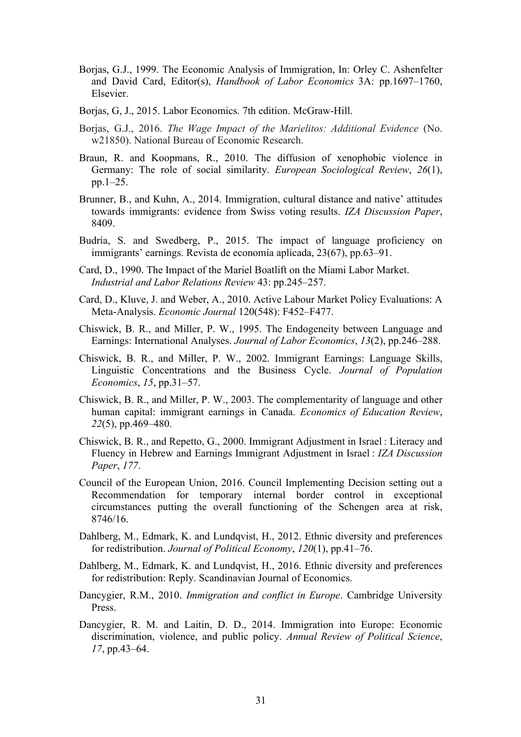Borjas, G.J., 1999. The Economic Analysis of Immigration, In: Orley C. Ashenfelter and David Card, Editor(s), *Handbook of Labor Economics* 3A: pp.1697–1760, Elsevier.

Borjas, G, J., 2015. Labor Economics. 7th edition. McGraw-Hill.

Borjas, G.J., 2016. *The Wage Impact of the Marielitos: Additional Evidence* (No. w21850). National Bureau of Economic Research.

Braun, R. and Koopmans, R., 2010. The diffusion of xenophobic violence in Germany: The role of social similarity. *European Sociological Review*, *26*(1), pp.1–25.

Brunner, B., and Kuhn, A., 2014. Immigration, cultural distance and native' attitudes towards immigrants: evidence from Swiss voting results. *IZA Discussion Paper*, 8409.

Budría, S. and Swedberg, P., 2015. The impact of language proficiency on immigrants' earnings. Revista de economía aplicada, 23(67), pp.63–91.

Card, D., 1990. The Impact of the Mariel Boatlift on the Miami Labor Market. *Industrial and Labor Relations Review* 43: pp.245–257.

Card, D., Kluve, J. and Weber, A., 2010. Active Labour Market Policy Evaluations: A Meta-Analysis. *Economic Journal* 120(548): F452–F477.

Chiswick, B. R., and Miller, P. W., 1995. The Endogeneity between Language and Earnings: International Analyses. *Journal of Labor Economics*, *13*(2), pp.246–288.

Chiswick, B. R., and Miller, P. W., 2002. Immigrant Earnings: Language Skills, Linguistic Concentrations and the Business Cycle. *Journal of Population Economics*, *15*, pp.31–57.

Chiswick, B. R., and Miller, P. W., 2003. The complementarity of language and other human capital: immigrant earnings in Canada. *Economics of Education Review*, *22*(5), pp.469–480.

Chiswick, B. R., and Repetto, G., 2000. Immigrant Adjustment in Israel : Literacy and Fluency in Hebrew and Earnings Immigrant Adjustment in Israel : *IZA Discussion Paper*, *177*.

Council of the European Union, 2016. Council Implementing Decision setting out a Recommendation for temporary internal border control in exceptional circumstances putting the overall functioning of the Schengen area at risk, 8746/16.

Dahlberg, M., Edmark, K. and Lundqvist, H., 2012. Ethnic diversity and preferences for redistribution. *Journal of Political Economy*, *120*(1), pp.41–76.

Dahlberg, M., Edmark, K. and Lundqvist, H., 2016. Ethnic diversity and preferences for redistribution: Reply. Scandinavian Journal of Economics.

Dancygier, R.M., 2010. *Immigration and conflict in Europe*. Cambridge University Press.

Dancygier, R. M. and Laitin, D. D., 2014. Immigration into Europe: Economic discrimination, violence, and public policy. *Annual Review of Political Science*, *17*, pp.43–64.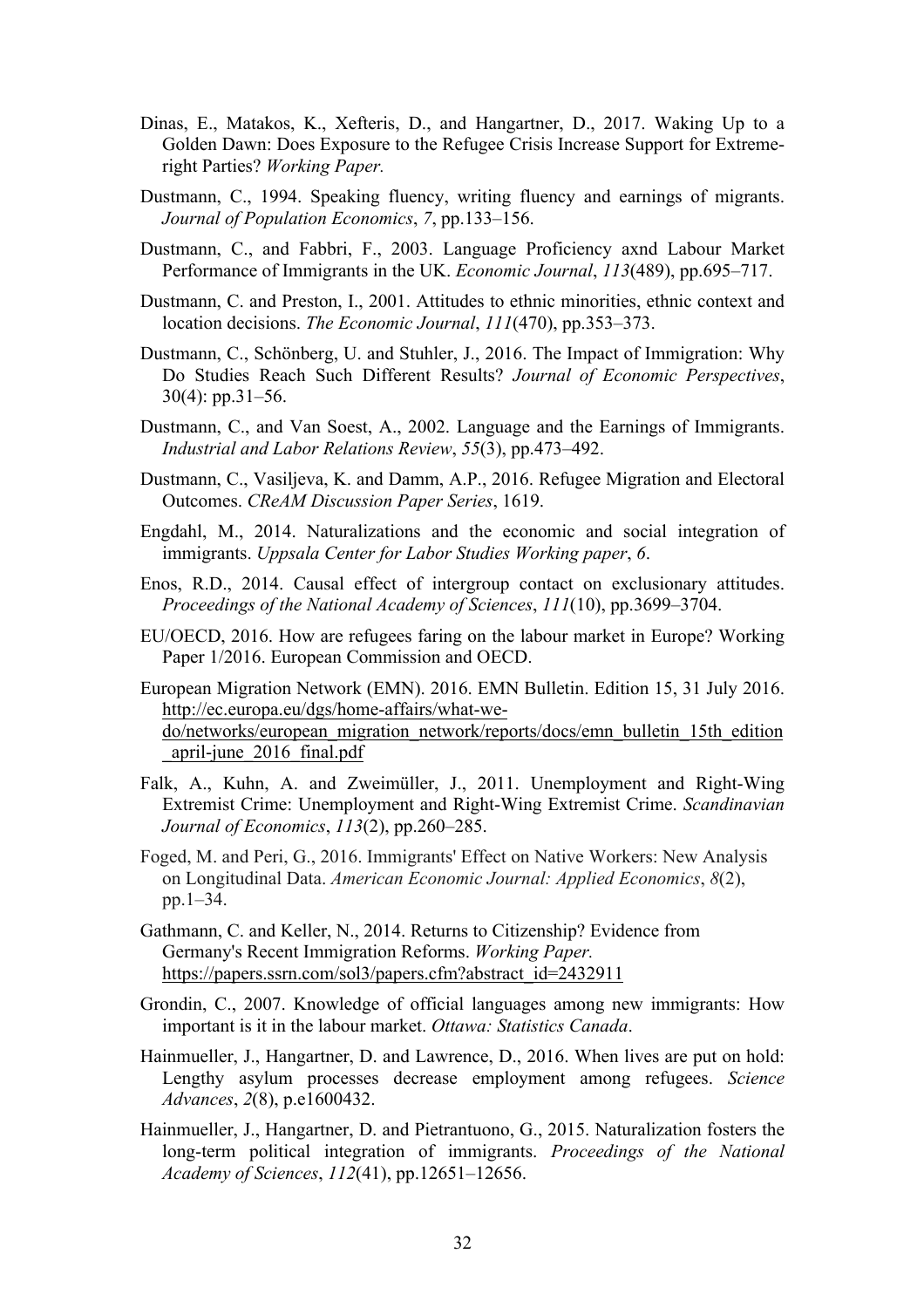Dinas, E., Matakos, K., Xefteris, D., and Hangartner, D., 2017. Waking Up to a Golden Dawn: Does Exposure to the Refugee Crisis Increase Support for Extreme-right Parties? *Working Paper.*

Dustmann, C., 1994. Speaking fluency, writing fluency and earnings of migrants. *Journal of Population Economics*, *7*, pp.133–156.

Dustmann, C., and Fabbri, F., 2003. Language Proficiency axnd Labour Market Performance of Immigrants in the UK. *Economic Journal*, *113*(489), pp.695–717.

Dustmann, C. and Preston, I., 2001. Attitudes to ethnic minorities, ethnic context and location decisions. *The Economic Journal*, *111*(470), pp.353–373.

Dustmann, C., Schönberg, U. and Stuhler, J., 2016. The Impact of Immigration: Why Do Studies Reach Such Different Results? *Journal of Economic Perspectives*, 30(4): pp.31–56.

Dustmann, C., and Van Soest, A., 2002. Language and the Earnings of Immigrants. *Industrial and Labor Relations Review*, *55*(3), pp.473–492.

Dustmann, C., Vasiljeva, K. and Damm, A.P., 2016. Refugee Migration and Electoral Outcomes. *CReAM Discussion Paper Series*, 1619.

Engdahl, M., 2014. Naturalizations and the economic and social integration of immigrants. *Uppsala Center for Labor Studies Working paper*, *6*.

Enos, R.D., 2014. Causal effect of intergroup contact on exclusionary attitudes. *Proceedings of the National Academy of Sciences*, *111*(10), pp.3699–3704.

EU/OECD, 2016. How are refugees faring on the labour market in Europe? Working Paper 1/2016. European Commission and OECD.

European Migration Network (EMN). 2016. EMN Bulletin. Edition 15, 31 July 2016. http://ec.europa.eu/dgs/home-affairs/what-we-do/networks/european_migration_network/reports/docs/emn_bulletin_15th_edition_april-june_2016_final.pdf

Falk, A., Kuhn, A. and Zweimüller, J., 2011. Unemployment and Right-Wing Extremist Crime: Unemployment and Right-Wing Extremist Crime. *Scandinavian Journal of Economics*, *113*(2), pp.260–285.

Foged, M. and Peri, G., 2016. Immigrants' Effect on Native Workers: New Analysis on Longitudinal Data. *American Economic Journal: Applied Economics*, *8*(2), pp.1–34.

Gathmann, C. and Keller, N., 2014. Returns to Citizenship? Evidence from Germany's Recent Immigration Reforms. *Working Paper.* https://papers.ssrn.com/sol3/papers.cfm?abstract_id=2432911

Grondin, C., 2007. Knowledge of official languages among new immigrants: How important is it in the labour market. *Ottawa: Statistics Canada*.

Hainmueller, J., Hangartner, D. and Lawrence, D., 2016. When lives are put on hold: Lengthy asylum processes decrease employment among refugees. *Science Advances*, *2*(8), p.e1600432.

Hainmueller, J., Hangartner, D. and Pietrantuono, G., 2015. Naturalization fosters the long-term political integration of immigrants. *Proceedings of the National Academy of Sciences*, *112*(41), pp.12651–12656.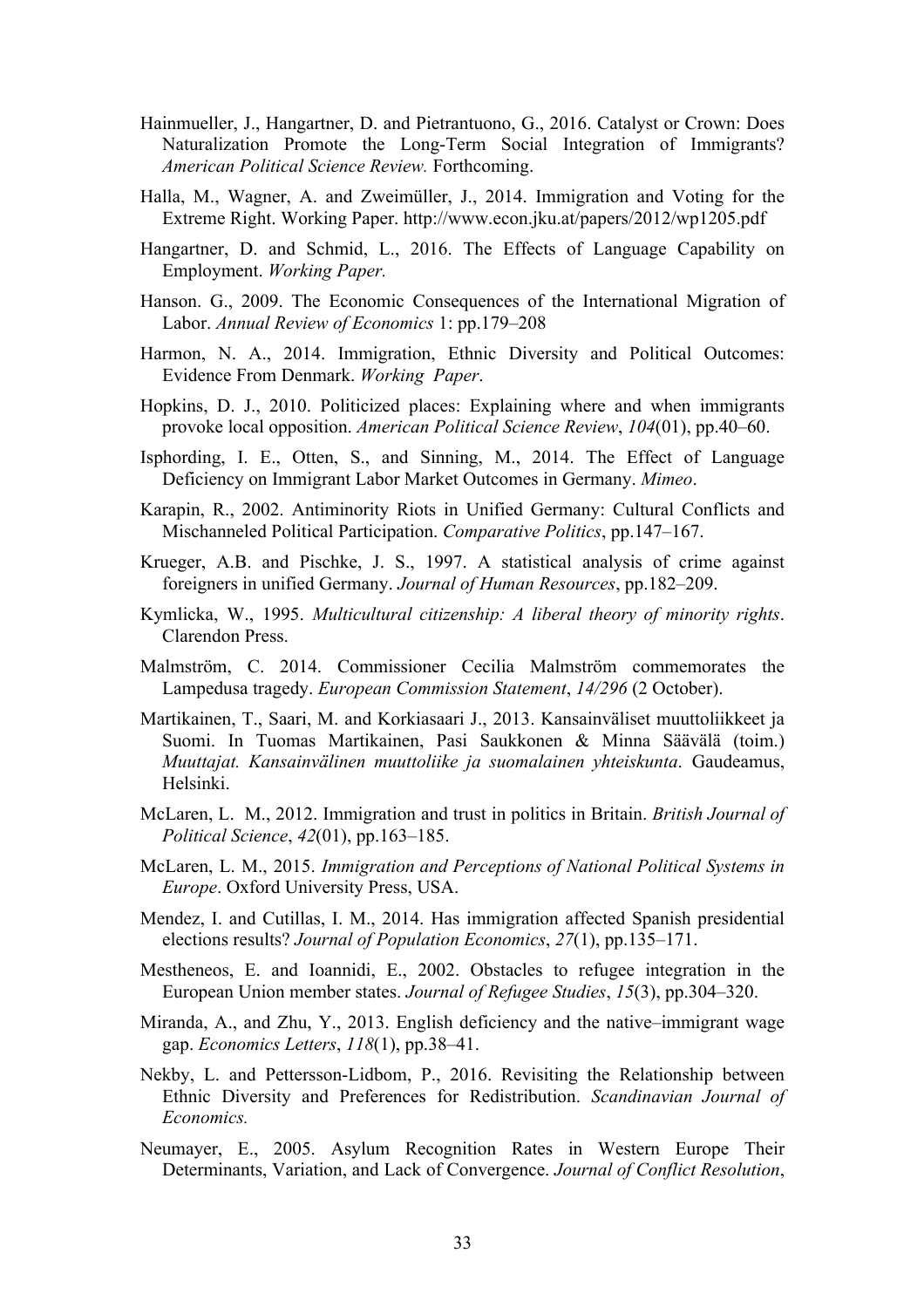Hainmueller, J., Hangartner, D. and Pietrantuono, G., 2016. Catalyst or Crown: Does Naturalization Promote the Long-Term Social Integration of Immigrants? *American Political Science Review.* Forthcoming.

Halla, M., Wagner, A. and Zweimüller, J., 2014. Immigration and Voting for the Extreme Right. Working Paper. http://www.econ.jku.at/papers/2012/wp1205.pdf

Hangartner, D. and Schmid, L., 2016. The Effects of Language Capability on Employment. *Working Paper.*

Hanson. G., 2009. The Economic Consequences of the International Migration of Labor. *Annual Review of Economics* 1: pp.179–208

Harmon, N. A., 2014. Immigration, Ethnic Diversity and Political Outcomes: Evidence From Denmark. *Working Paper*.

Hopkins, D. J., 2010. Politicized places: Explaining where and when immigrants provoke local opposition. *American Political Science Review*, *104*(01), pp.40–60.

Isphording, I. E., Otten, S., and Sinning, M., 2014. The Effect of Language Deficiency on Immigrant Labor Market Outcomes in Germany. *Mimeo*.

Karapin, R., 2002. Antiminority Riots in Unified Germany: Cultural Conflicts and Mischanneled Political Participation. *Comparative Politics*, pp.147–167.

Krueger, A.B. and Pischke, J. S., 1997. A statistical analysis of crime against foreigners in unified Germany. *Journal of Human Resources*, pp.182–209.

Kymlicka, W., 1995. *Multicultural citizenship: A liberal theory of minority rights*. Clarendon Press.

Malmström, C. 2014. Commissioner Cecilia Malmström commemorates the Lampedusa tragedy. *European Commission Statement*, *14/296* (2 October).

Martikainen, T., Saari, M. and Korkiasaari J., 2013. Kansainväliset muuttoliikkeet ja Suomi. In Tuomas Martikainen, Pasi Saukkonen & Minna Säävälä (toim.) *Muuttajat. Kansainvälinen muuttoliike ja suomalainen yhteiskunta*. Gaudeamus, Helsinki.

McLaren, L. M., 2012. Immigration and trust in politics in Britain. *British Journal of Political Science*, *42*(01), pp.163–185.

McLaren, L. M., 2015. *Immigration and Perceptions of National Political Systems in Europe*. Oxford University Press, USA.

Mendez, I. and Cutillas, I. M., 2014. Has immigration affected Spanish presidential elections results? *Journal of Population Economics*, *27*(1), pp.135–171.

Mestheneos, E. and Ioannidi, E., 2002. Obstacles to refugee integration in the European Union member states. *Journal of Refugee Studies*, *15*(3), pp.304–320.

Miranda, A., and Zhu, Y., 2013. English deficiency and the native–immigrant wage gap. *Economics Letters*, *118*(1), pp.38–41.

Nekby, L. and Pettersson-Lidbom, P., 2016. Revisiting the Relationship between Ethnic Diversity and Preferences for Redistribution. *Scandinavian Journal of Economics.*

Neumayer, E., 2005. Asylum Recognition Rates in Western Europe Their Determinants, Variation, and Lack of Convergence. *Journal of Conflict Resolution*,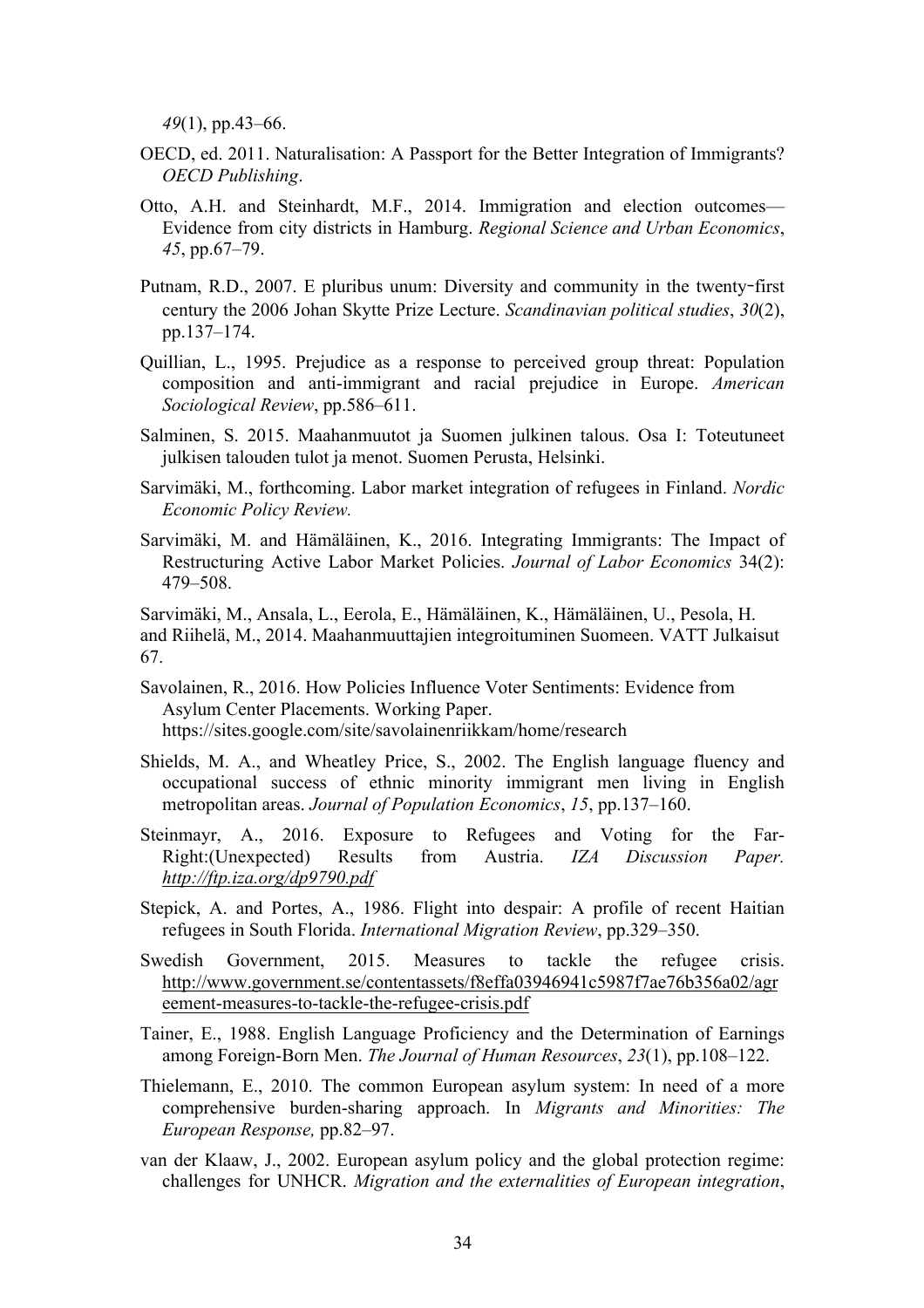*49*(1), pp.43–66.

OECD, ed. 2011. Naturalisation: A Passport for the Better Integration of Immigrants? *OECD Publishing*.

Otto, A.H. and Steinhardt, M.F., 2014. Immigration and election outcomes—Evidence from city districts in Hamburg. *Regional Science and Urban Economics*, *45*, pp.67–79.

Putnam, R.D., 2007. E pluribus unum: Diversity and community in the twenty‐first century the 2006 Johan Skytte Prize Lecture. *Scandinavian political studies*, *30*(2), pp.137–174.

Quillian, L., 1995. Prejudice as a response to perceived group threat: Population composition and anti-immigrant and racial prejudice in Europe. *American Sociological Review*, pp.586–611.

Salminen, S. 2015. Maahanmuutot ja Suomen julkinen talous. Osa I: Toteutuneet julkisen talouden tulot ja menot. Suomen Perusta, Helsinki.

Sarvimäki, M., forthcoming. Labor market integration of refugees in Finland. *Nordic Economic Policy Review.*

Sarvimäki, M. and Hämäläinen, K., 2016. Integrating Immigrants: The Impact of Restructuring Active Labor Market Policies. *Journal of Labor Economics* 34(2): 479–508.

Sarvimäki, M., Ansala, L., Eerola, E., Hämäläinen, K., Hämäläinen, U., Pesola, H. and Riihelä, M., 2014. Maahanmuuttajien integroituminen Suomeen. VATT Julkaisut 67.

Savolainen, R., 2016. How Policies Influence Voter Sentiments: Evidence from Asylum Center Placements. Working Paper. https://sites.google.com/site/savolainenriikkam/home/research

Shields, M. A., and Wheatley Price, S., 2002. The English language fluency and occupational success of ethnic minority immigrant men living in English metropolitan areas. *Journal of Population Economics*, *15*, pp.137–160.

Steinmayr, A., 2016. Exposure to Refugees and Voting for the Far-Right:(Unexpected) Results from Austria. *IZA Discussion Paper. http://ftp.iza.org/dp9790.pdf*

Stepick, A. and Portes, A., 1986. Flight into despair: A profile of recent Haitian refugees in South Florida. *International Migration Review*, pp.329–350.

Swedish Government, 2015. Measures to tackle the refugee crisis. http://www.government.se/contentassets/f8effa03946941c5987f7ae76b356a02/agreement-measures-to-tackle-the-refugee-crisis.pdf

Tainer, E., 1988. English Language Proficiency and the Determination of Earnings among Foreign-Born Men. *The Journal of Human Resources*, *23*(1), pp.108–122.

Thielemann, E., 2010. The common European asylum system: In need of a more comprehensive burden-sharing approach. In *Migrants and Minorities: The European Response,* pp.82–97.

van der Klaaw, J., 2002. European asylum policy and the global protection regime: challenges for UNHCR. *Migration and the externalities of European integration*,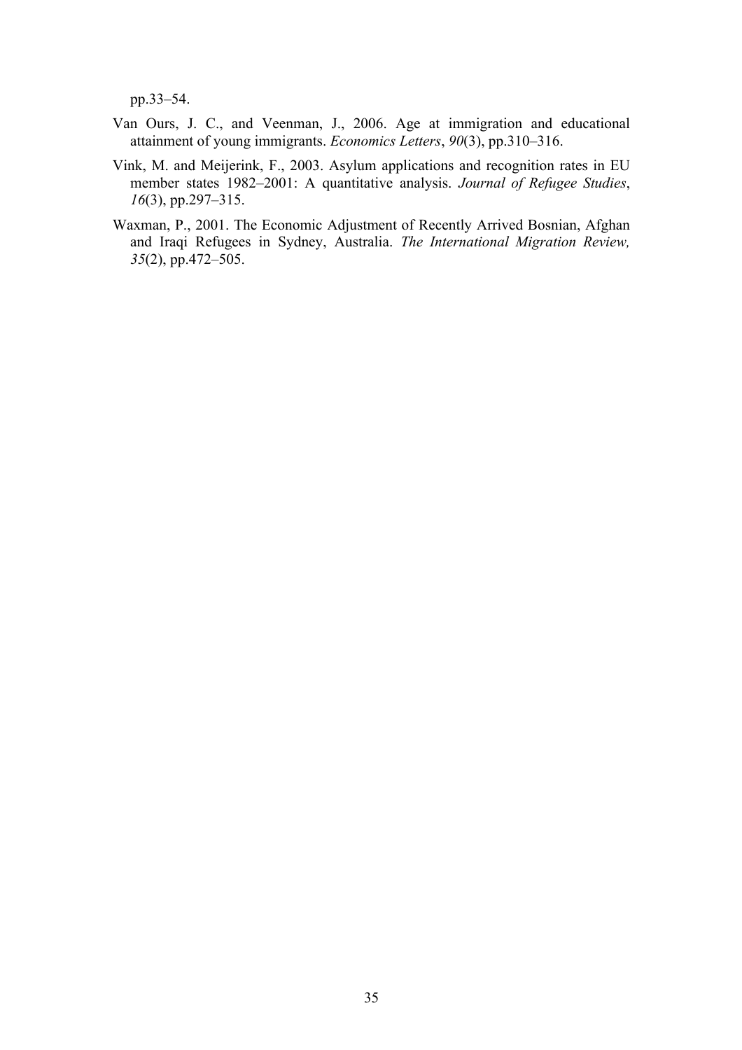pp.33–54.

Van Ours, J. C., and Veenman, J., 2006. Age at immigration and educational attainment of young immigrants. *Economics Letters*, *90*(3), pp.310–316.

Vink, M. and Meijerink, F., 2003. Asylum applications and recognition rates in EU member states 1982–2001: A quantitative analysis. *Journal of Refugee Studies*, *16*(3), pp.297–315.

Waxman, P., 2001. The Economic Adjustment of Recently Arrived Bosnian, Afghan and Iraqi Refugees in Sydney, Australia. *The International Migration Review, 35*(2), pp.472–505.